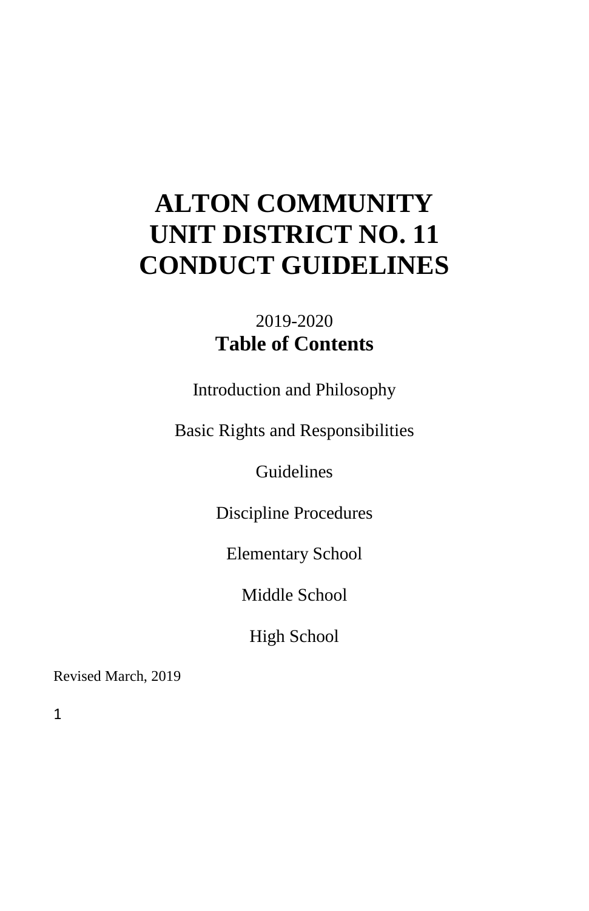# ALTON COMMUNITY UNIT DISTRICT NO. 11 CONDUCT GUIDELINES

2019-2020

## Table of Contents

Introduction and Philosophy

Basic Rights and Responsibilities

Guidelines

Discipline Procedures

Elementary School

Middle School

High School

Revised March, 2019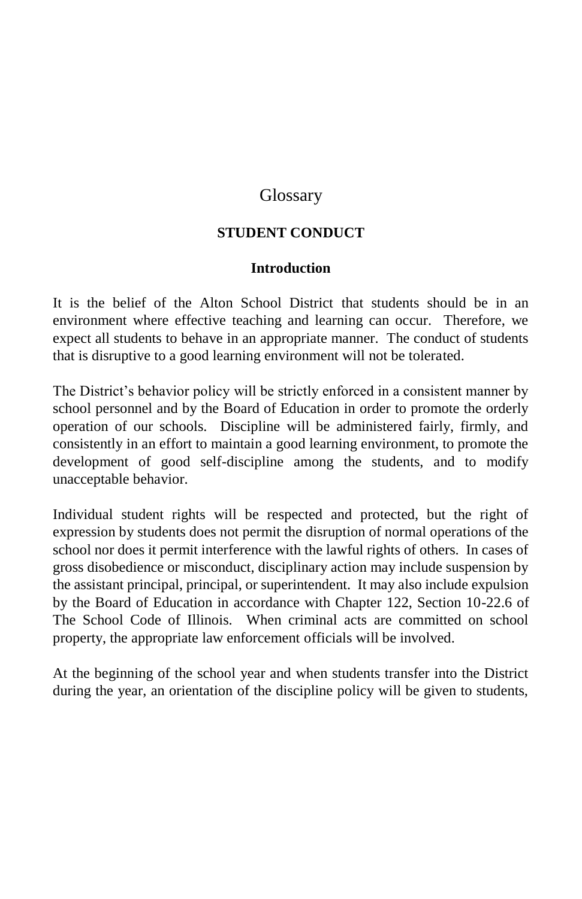# Glossary

## STUDENT CONDUCT

### Introduction

It is the belief of the Alton School District that students should be in an environment where effective teaching and learning can occur. Therefore, we expect all students to behave in an appropriate manner. The conduct of students that is disruptive to a good learning environment will not be tolerated.

The District's behavior policy will be strictly enforced in a consistent manner by school personnel and by the Board of Education in order to promote the orderly operation of our schools. Discipline will be administered fairly, firmly, and consistently in an effort to maintain a good learning environment, to promote the development of good self-discipline among the students, and to modify unacceptable behavior.

Individual student rights will be respected and protected, but the right of expression by students does not permit the disruption of normal operations of the school nor does it permit interference with the lawful rights of others. In cases of gross disobedience or misconduct, disciplinary action may include suspension by the assistant principal, principal, or superintendent. It may also include expulsion by the Board of Education in accordance with Chapter 122, Section 10-22.6 of The School Code of Illinois. When criminal acts are committed on school property, the appropriate law enforcement officials will be involved.

At the beginning of the school year and when students transfer into the District during the year, an orientation of the discipline policy will be given to students,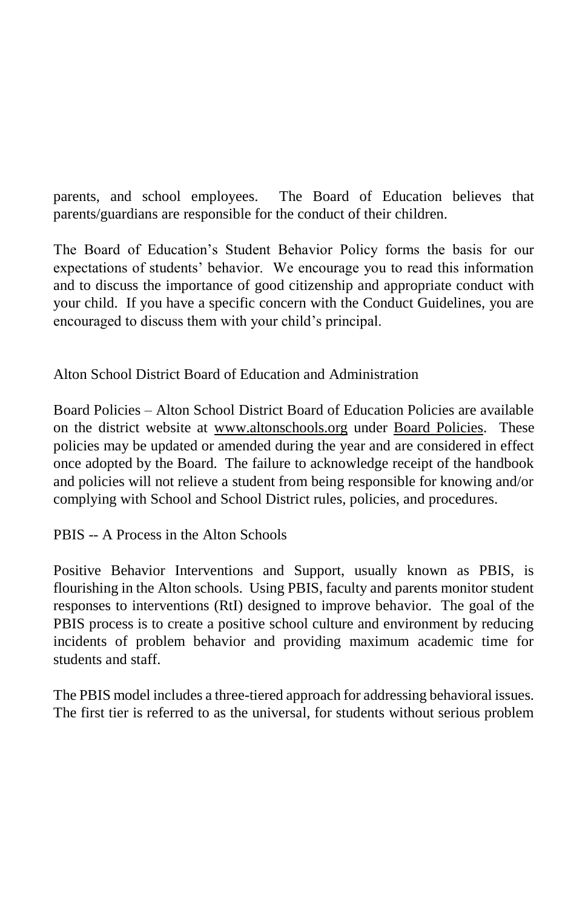parents, and school employees. The Board of Education believes that parents/guardians are responsible for the conduct of their children.

The Board of Education's Student Behavior Policy forms the basis for our expectations of students' behavior. We encourage you to read this information and to discuss the importance of good citizenship and appropriate conduct with your child. If you have a specific concern with the Conduct Guidelines, you are encouraged to discuss them with your child's principal.

Alton School District Board of Education and Administration

Board Policies – Alton School District Board of Education Policies are available on the district website at www.altonschools.org under Board Policies. These policies may be updated or amended during the year and are considered in effect once adopted by the Board. The failure to acknowledge receipt of the handbook and policies will not relieve a student from being responsible for knowing and/or complying with School and School District rules, policies, and procedures.

PBIS -- A Process in the Alton Schools

Positive Behavior Interventions and Support, usually known as PBIS, is flourishing in the Alton schools. Using PBIS, faculty and parents monitor student responses to interventions (RtI) designed to improve behavior. The goal of the PBIS process is to create a positive school culture and environment by reducing incidents of problem behavior and providing maximum academic time for students and staff.

The PBIS model includes a three-tiered approach for addressing behavioral issues. The first tier is referred to as the universal, for students without serious problem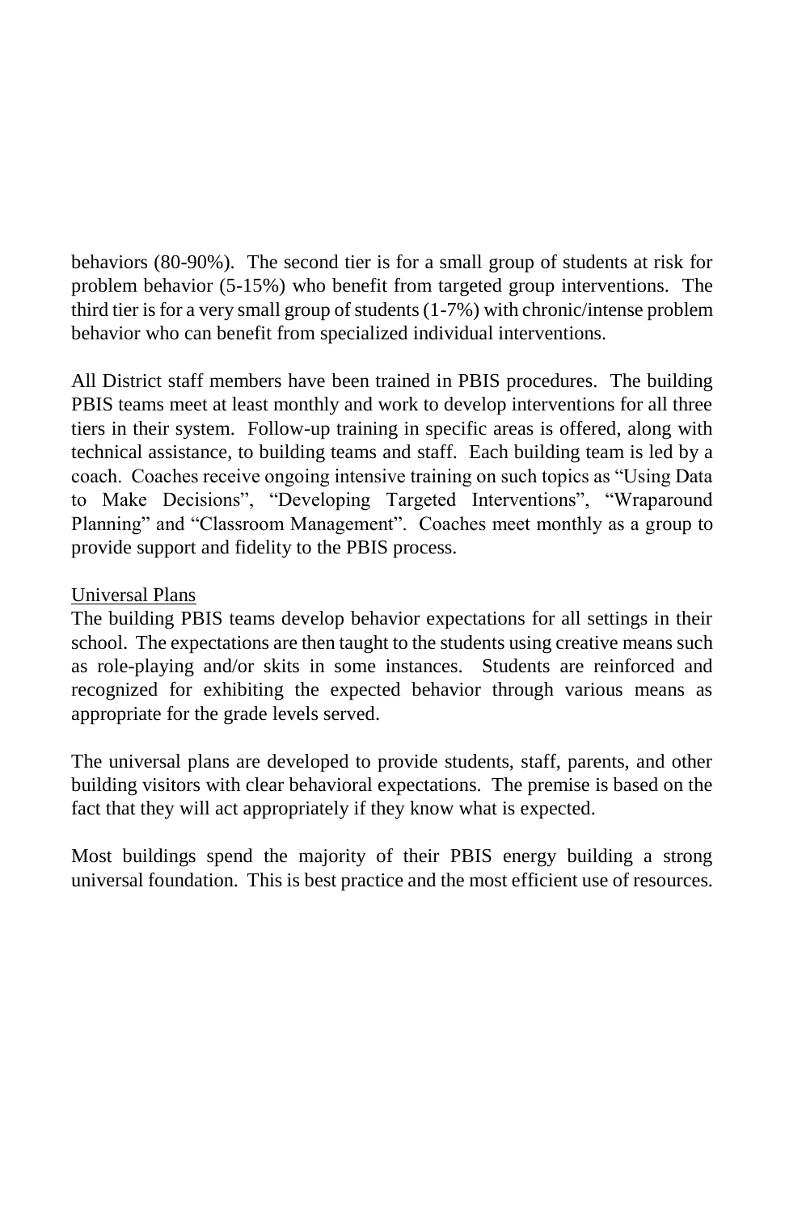behaviors (80-90%). The second tier is for a small group of students at risk for problem behavior (5-15%) who benefit from targeted group interventions. The third tier is for a very small group of students (1-7%) with chronic/intense problem behavior who can benefit from specialized individual interventions.

All District staff members have been trained in PBIS procedures. The building PBIS teams meet at least monthly and work to develop interventions for all three tiers in their system. Follow-up training in specific areas is offered, along with technical assistance, to building teams and staff. Each building team is led by a coach. Coaches receive ongoing intensive training on such topics as "Using Data to Make Decisions", "Developing Targeted Interventions", "Wraparound Planning" and "Classroom Management". Coaches meet monthly as a group to provide support and fidelity to the PBIS process.

<u>Universal Plans</u>

The building PBIS teams develop behavior expectations for all settings in their school. The expectations are then taught to the students using creative means such as role-playing and/or skits in some instances. Students are reinforced and recognized for exhibiting the expected behavior through various means as appropriate for the grade levels served.

The universal plans are developed to provide students, staff, parents, and other building visitors with clear behavioral expectations. The premise is based on the fact that they will act appropriately if they know what is expected.

Most buildings spend the majority of their PBIS energy building a strong universal foundation. This is best practice and the most efficient use of resources.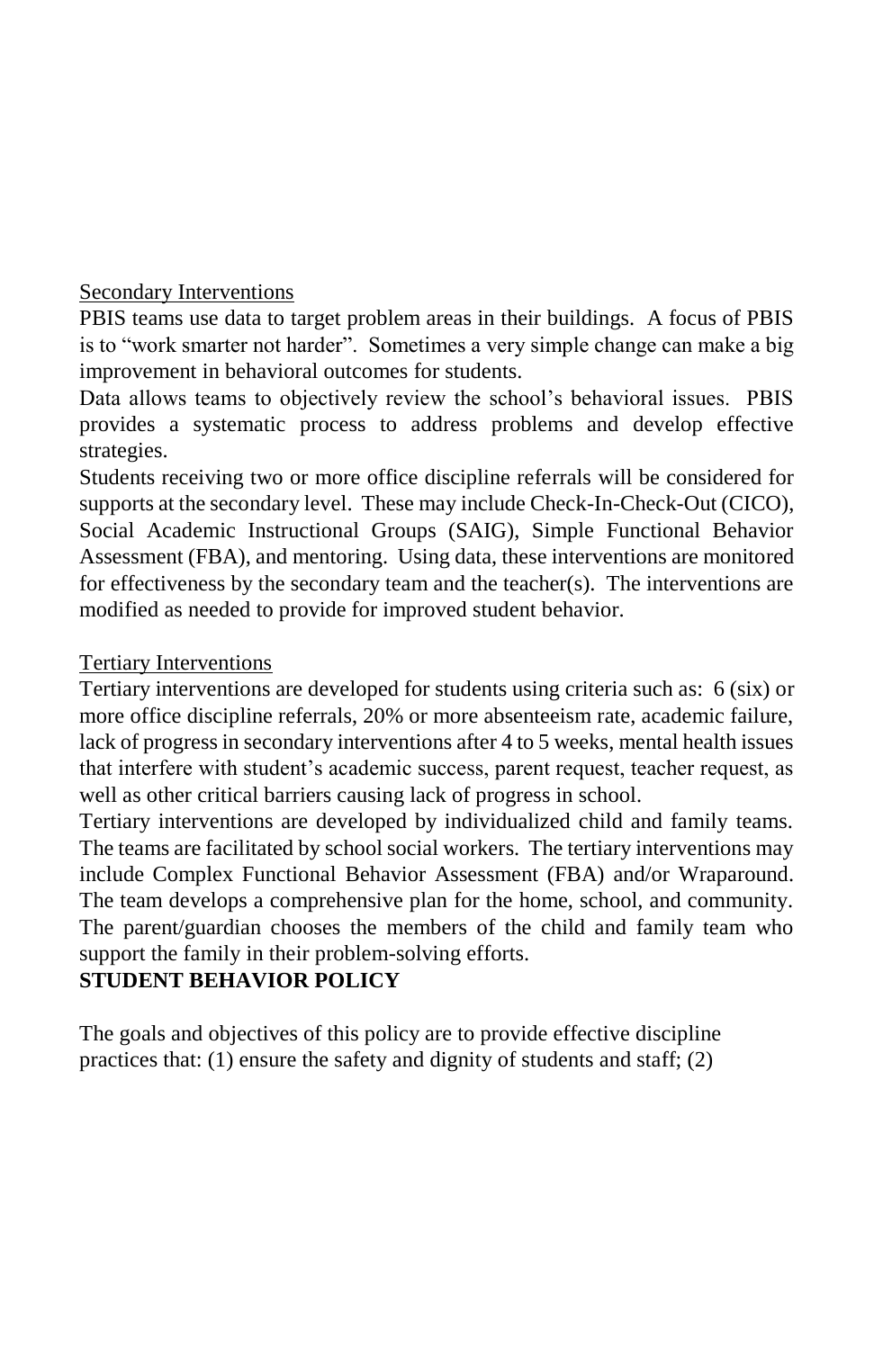Secondary Interventions

PBIS teams use data to target problem areas in their buildings. A focus of PBIS is to "work smarter not harder". Sometimes a very simple change can make a big improvement in behavioral outcomes for students.

Data allows teams to objectively review the school's behavioral issues. PBIS provides a systematic process to address problems and develop effective strategies.

Students receiving two or more office discipline referrals will be considered for supports at the secondary level. These may include Check-In-Check-Out (CICO), Social Academic Instructional Groups (SAIG), Simple Functional Behavior Assessment (FBA), and mentoring. Using data, these interventions are monitored for effectiveness by the secondary team and the teacher(s). The interventions are modified as needed to provide for improved student behavior.

Tertiary Interventions

Tertiary interventions are developed for students using criteria such as: 6 (six) or more office discipline referrals, 20% or more absenteeism rate, academic failure, lack of progress in secondary interventions after 4 to 5 weeks, mental health issues that interfere with student's academic success, parent request, teacher request, as well as other critical barriers causing lack of progress in school.

Tertiary interventions are developed by individualized child and family teams. The teams are facilitated by school social workers. The tertiary interventions may include Complex Functional Behavior Assessment (FBA) and/or Wraparound. The team develops a comprehensive plan for the home, school, and community. The parent/guardian chooses the members of the child and family team who support the family in their problem-solving efforts.

**STUDENT BEHAVIOR POLICY**

The goals and objectives of this policy are to provide effective discipline practices that: (1) ensure the safety and dignity of students and staff; (2)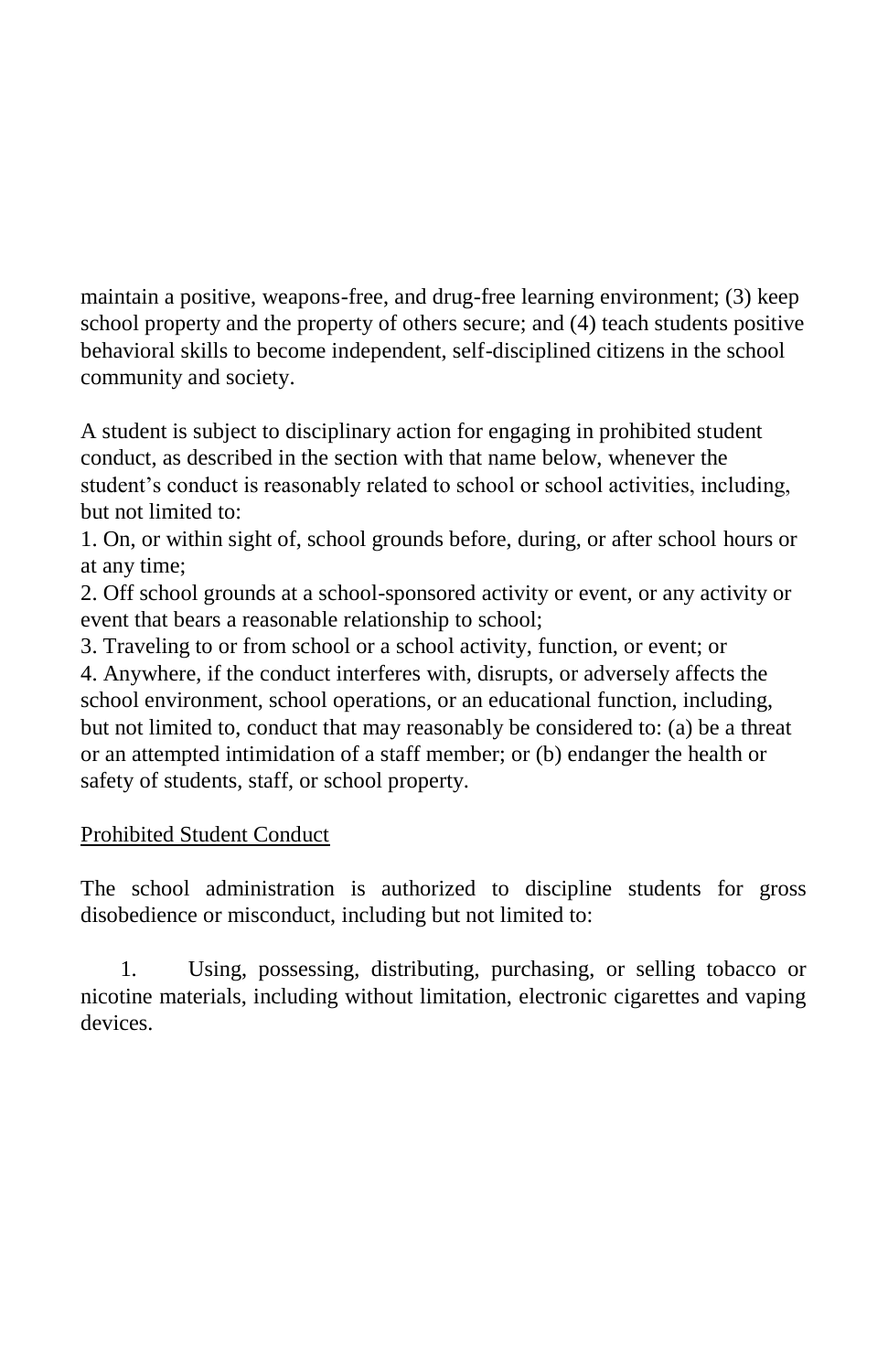maintain a positive, weapons-free, and drug-free learning environment; (3) keep school property and the property of others secure; and (4) teach students positive behavioral skills to become independent, self-disciplined citizens in the school community and society.

A student is subject to disciplinary action for engaging in prohibited student conduct, as described in the section with that name below, whenever the student's conduct is reasonably related to school or school activities, including, but not limited to:

1. On, or within sight of, school grounds before, during, or after school hours or at any time;
2. Off school grounds at a school-sponsored activity or event, or any activity or event that bears a reasonable relationship to school;
3. Traveling to or from school or a school activity, function, or event; or
4. Anywhere, if the conduct interferes with, disrupts, or adversely affects the school environment, school operations, or an educational function, including, but not limited to, conduct that may reasonably be considered to: (a) be a threat or an attempted intimidation of a staff member; or (b) endanger the health or safety of students, staff, or school property.

<u>Prohibited Student Conduct</u>

The school administration is authorized to discipline students for gross disobedience or misconduct, including but not limited to:

1. Using, possessing, distributing, purchasing, or selling tobacco or nicotine materials, including without limitation, electronic cigarettes and vaping devices.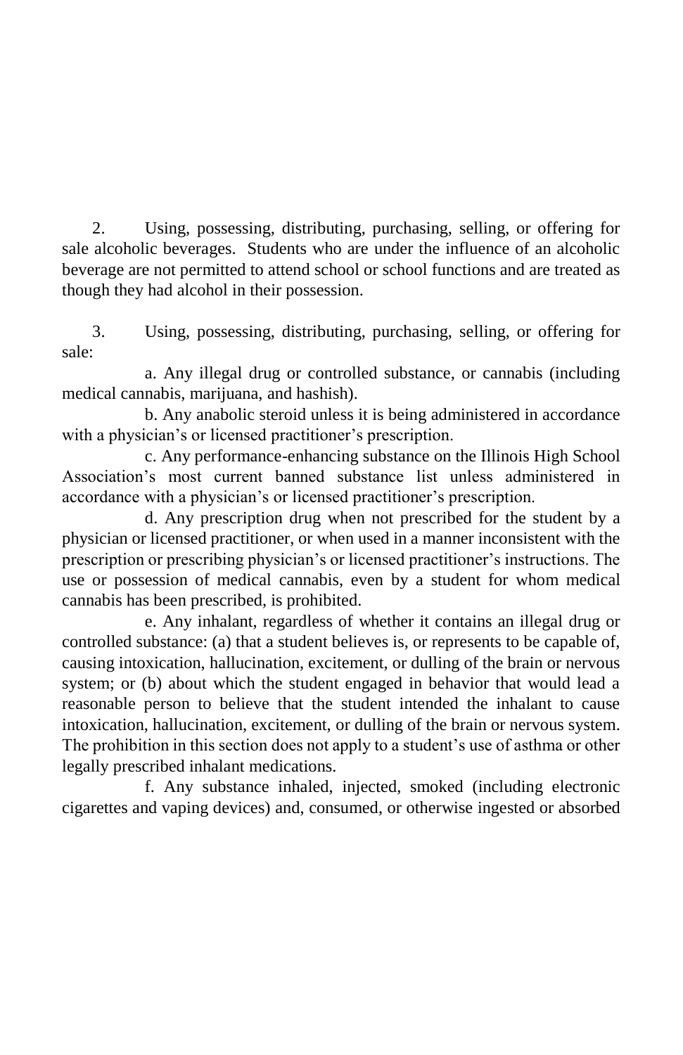2. Using, possessing, distributing, purchasing, selling, or offering for sale alcoholic beverages. Students who are under the influence of an alcoholic beverage are not permitted to attend school or school functions and are treated as though they had alcohol in their possession.

3. Using, possessing, distributing, purchasing, selling, or offering for sale:

   a. Any illegal drug or controlled substance, or cannabis (including medical cannabis, marijuana, and hashish).

   b. Any anabolic steroid unless it is being administered in accordance with a physician's or licensed practitioner's prescription.

   c. Any performance-enhancing substance on the Illinois High School Association's most current banned substance list unless administered in accordance with a physician's or licensed practitioner's prescription.

   d. Any prescription drug when not prescribed for the student by a physician or licensed practitioner, or when used in a manner inconsistent with the prescription or prescribing physician's or licensed practitioner's instructions. The use or possession of medical cannabis, even by a student for whom medical cannabis has been prescribed, is prohibited.

   e. Any inhalant, regardless of whether it contains an illegal drug or controlled substance: (a) that a student believes is, or represents to be capable of, causing intoxication, hallucination, excitement, or dulling of the brain or nervous system; or (b) about which the student engaged in behavior that would lead a reasonable person to believe that the student intended the inhalant to cause intoxication, hallucination, excitement, or dulling of the brain or nervous system. The prohibition in this section does not apply to a student's use of asthma or other legally prescribed inhalant medications.

   f. Any substance inhaled, injected, smoked (including electronic cigarettes and vaping devices) and, consumed, or otherwise ingested or absorbed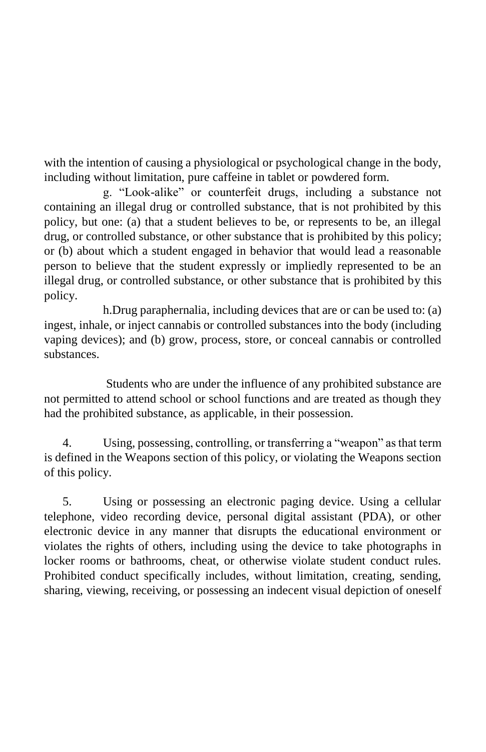with the intention of causing a physiological or psychological change in the body, including without limitation, pure caffeine in tablet or powdered form.

g. "Look-alike" or counterfeit drugs, including a substance not containing an illegal drug or controlled substance, that is not prohibited by this policy, but one: (a) that a student believes to be, or represents to be, an illegal drug, or controlled substance, or other substance that is prohibited by this policy; or (b) about which a student engaged in behavior that would lead a reasonable person to believe that the student expressly or impliedly represented to be an illegal drug, or controlled substance, or other substance that is prohibited by this policy.

h.Drug paraphernalia, including devices that are or can be used to: (a) ingest, inhale, or inject cannabis or controlled substances into the body (including vaping devices); and (b) grow, process, store, or conceal cannabis or controlled substances.

Students who are under the influence of any prohibited substance are not permitted to attend school or school functions and are treated as though they had the prohibited substance, as applicable, in their possession.

4. Using, possessing, controlling, or transferring a "weapon" as that term is defined in the Weapons section of this policy, or violating the Weapons section of this policy.

5. Using or possessing an electronic paging device. Using a cellular telephone, video recording device, personal digital assistant (PDA), or other electronic device in any manner that disrupts the educational environment or violates the rights of others, including using the device to take photographs in locker rooms or bathrooms, cheat, or otherwise violate student conduct rules. Prohibited conduct specifically includes, without limitation, creating, sending, sharing, viewing, receiving, or possessing an indecent visual depiction of oneself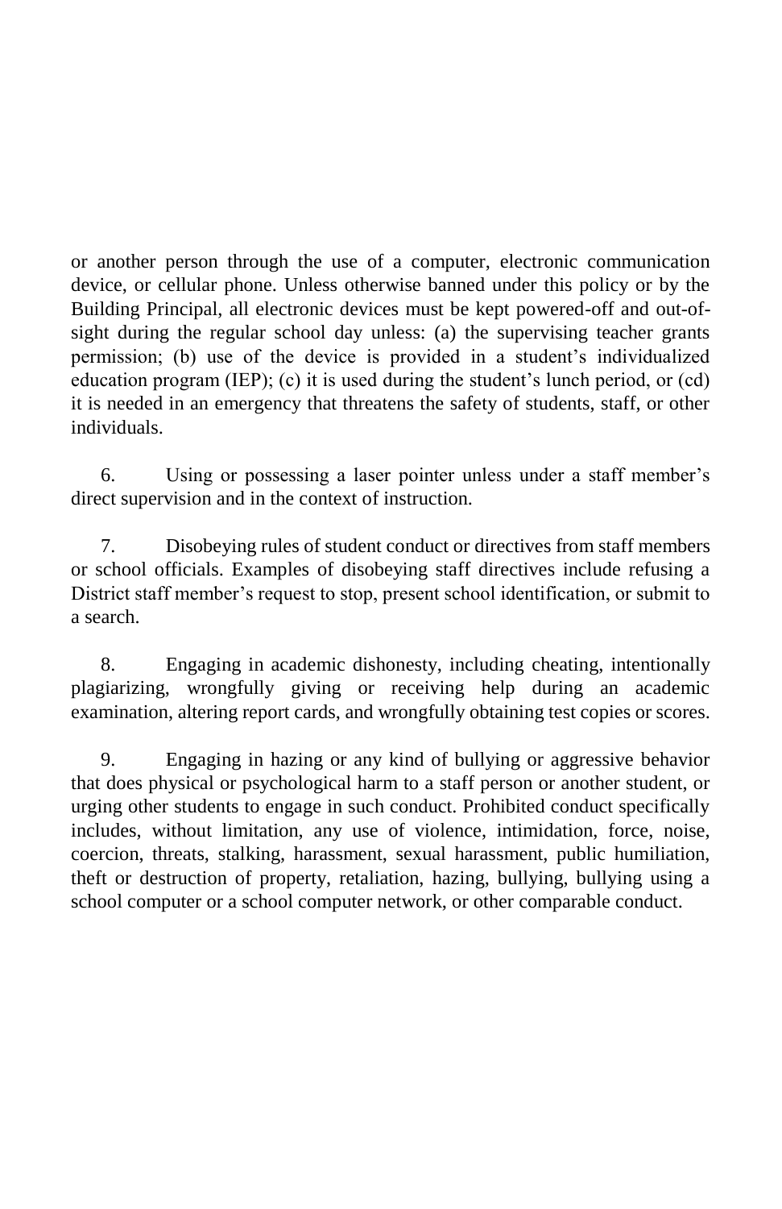or another person through the use of a computer, electronic communication device, or cellular phone. Unless otherwise banned under this policy or by the Building Principal, all electronic devices must be kept powered-off and out-of-sight during the regular school day unless: (a) the supervising teacher grants permission; (b) use of the device is provided in a student's individualized education program (IEP); (c) it is used during the student's lunch period, or (cd) it is needed in an emergency that threatens the safety of students, staff, or other individuals.

6. Using or possessing a laser pointer unless under a staff member's direct supervision and in the context of instruction.

7. Disobeying rules of student conduct or directives from staff members or school officials. Examples of disobeying staff directives include refusing a District staff member's request to stop, present school identification, or submit to a search.

8. Engaging in academic dishonesty, including cheating, intentionally plagiarizing, wrongfully giving or receiving help during an academic examination, altering report cards, and wrongfully obtaining test copies or scores.

9. Engaging in hazing or any kind of bullying or aggressive behavior that does physical or psychological harm to a staff person or another student, or urging other students to engage in such conduct. Prohibited conduct specifically includes, without limitation, any use of violence, intimidation, force, noise, coercion, threats, stalking, harassment, sexual harassment, public humiliation, theft or destruction of property, retaliation, hazing, bullying, bullying using a school computer or a school computer network, or other comparable conduct.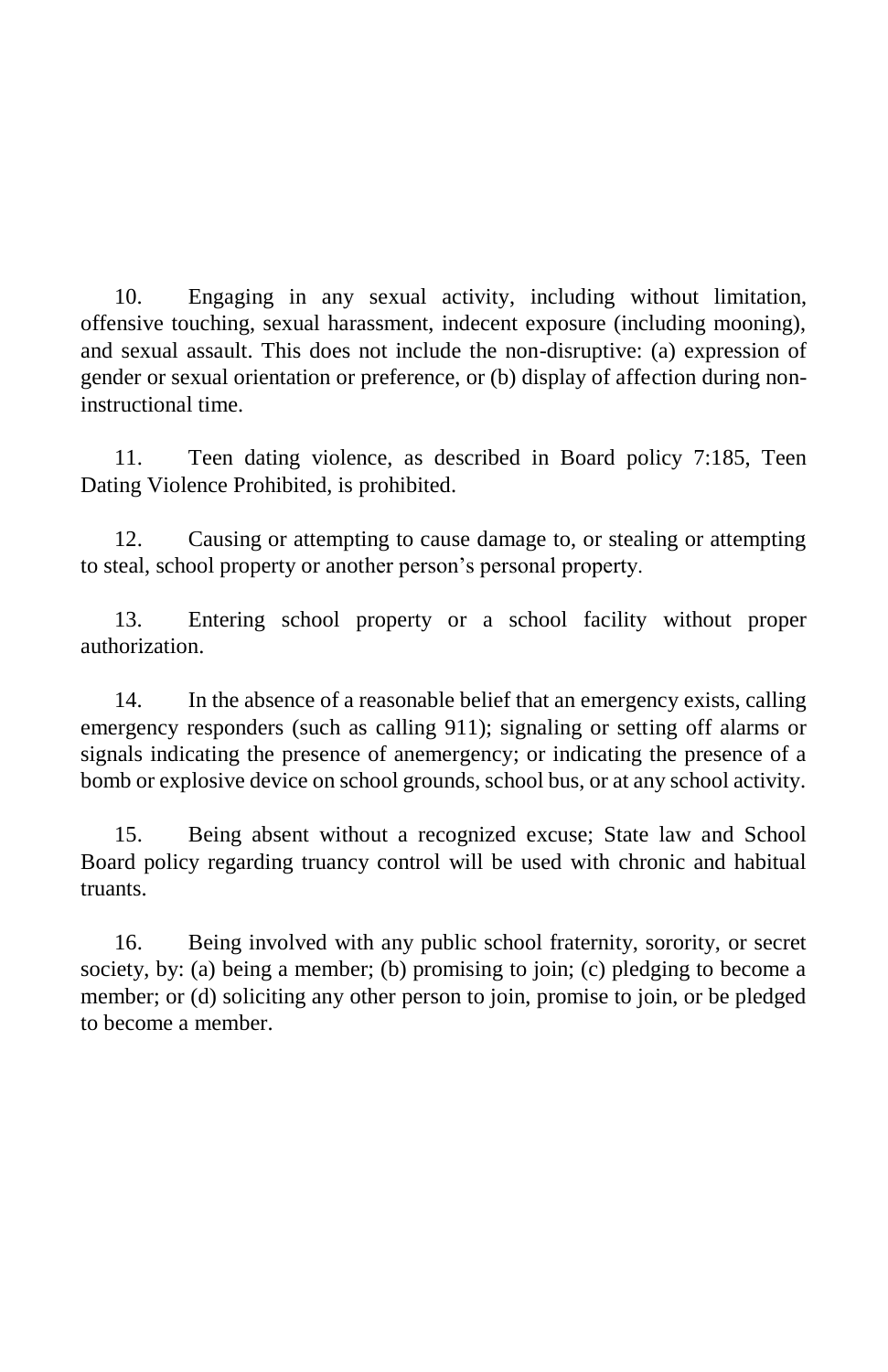10. Engaging in any sexual activity, including without limitation, offensive touching, sexual harassment, indecent exposure (including mooning), and sexual assault. This does not include the non-disruptive: (a) expression of gender or sexual orientation or preference, or (b) display of affection during non-instructional time.

11. Teen dating violence, as described in Board policy 7:185, Teen Dating Violence Prohibited, is prohibited.

12. Causing or attempting to cause damage to, or stealing or attempting to steal, school property or another person's personal property.

13. Entering school property or a school facility without proper authorization.

14. In the absence of a reasonable belief that an emergency exists, calling emergency responders (such as calling 911); signaling or setting off alarms or signals indicating the presence of anemergency; or indicating the presence of a bomb or explosive device on school grounds, school bus, or at any school activity.

15. Being absent without a recognized excuse; State law and School Board policy regarding truancy control will be used with chronic and habitual truants.

16. Being involved with any public school fraternity, sorority, or secret society, by: (a) being a member; (b) promising to join; (c) pledging to become a member; or (d) soliciting any other person to join, promise to join, or be pledged to become a member.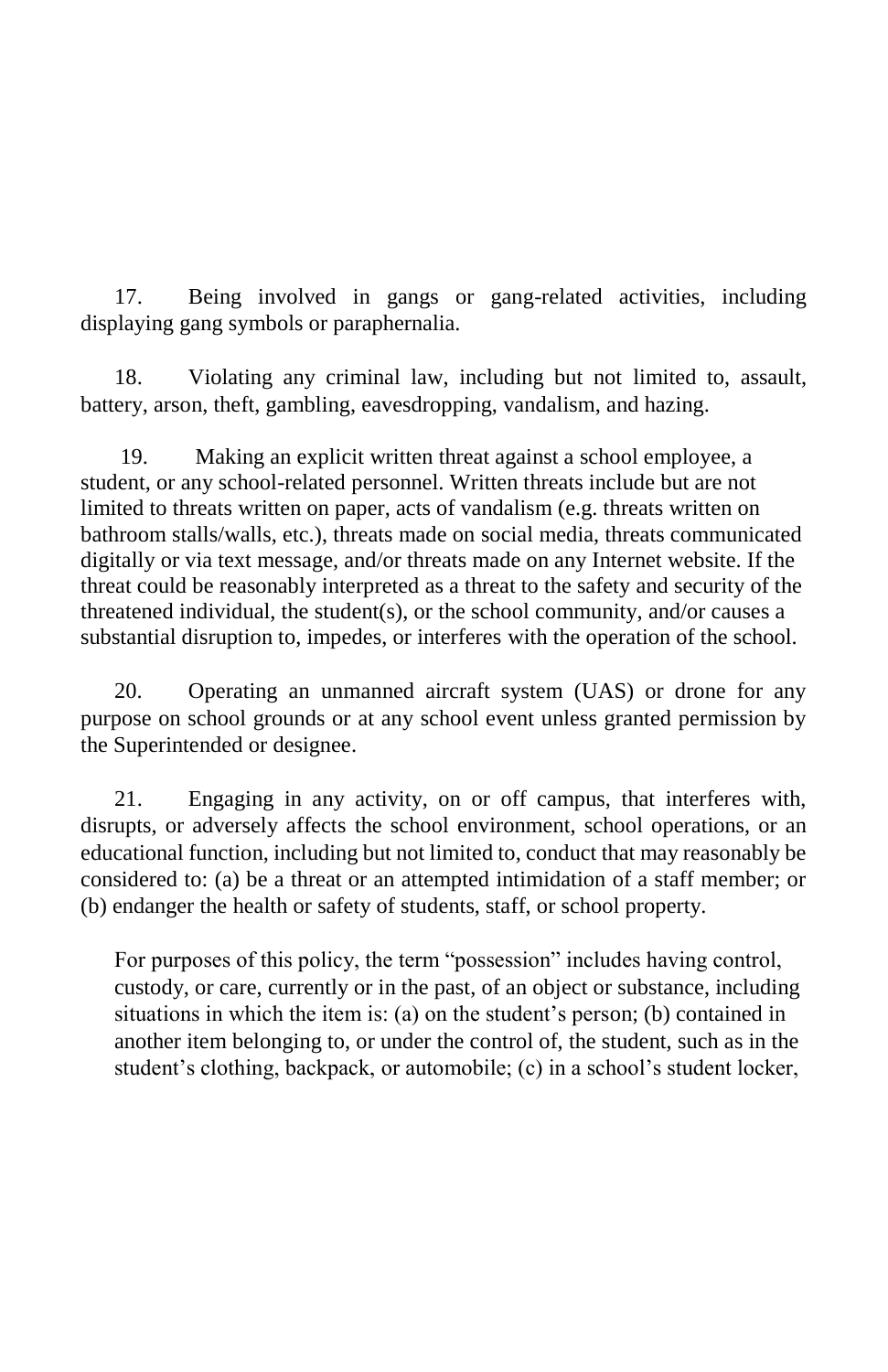17. Being involved in gangs or gang-related activities, including displaying gang symbols or paraphernalia.

18. Violating any criminal law, including but not limited to, assault, battery, arson, theft, gambling, eavesdropping, vandalism, and hazing.

19. Making an explicit written threat against a school employee, a student, or any school-related personnel. Written threats include but are not limited to threats written on paper, acts of vandalism (e.g. threats written on bathroom stalls/walls, etc.), threats made on social media, threats communicated digitally or via text message, and/or threats made on any Internet website. If the threat could be reasonably interpreted as a threat to the safety and security of the threatened individual, the student(s), or the school community, and/or causes a substantial disruption to, impedes, or interferes with the operation of the school.

20. Operating an unmanned aircraft system (UAS) or drone for any purpose on school grounds or at any school event unless granted permission by the Superintended or designee.

21. Engaging in any activity, on or off campus, that interferes with, disrupts, or adversely affects the school environment, school operations, or an educational function, including but not limited to, conduct that may reasonably be considered to: (a) be a threat or an attempted intimidation of a staff member; or (b) endanger the health or safety of students, staff, or school property.

For purposes of this policy, the term "possession" includes having control, custody, or care, currently or in the past, of an object or substance, including situations in which the item is: (a) on the student's person; (b) contained in another item belonging to, or under the control of, the student, such as in the student's clothing, backpack, or automobile; (c) in a school's student locker,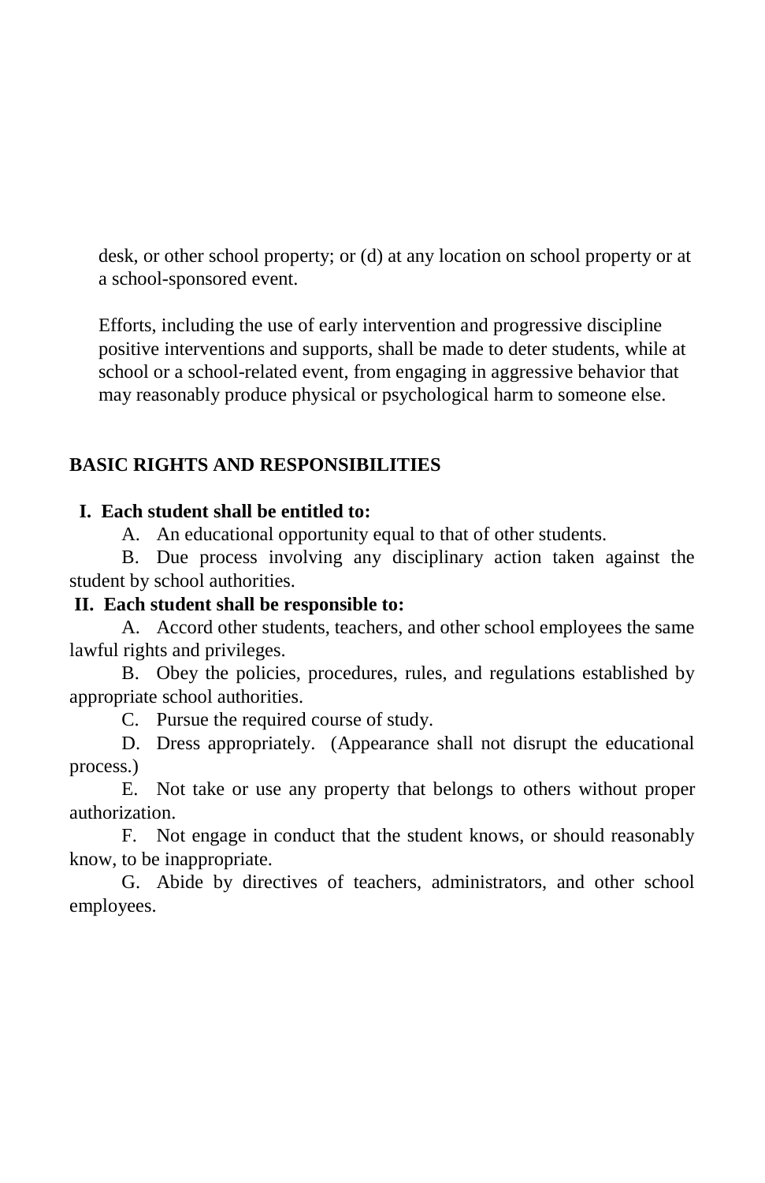desk, or other school property; or (d) at any location on school property or at a school-sponsored event.

Efforts, including the use of early intervention and progressive discipline positive interventions and supports, shall be made to deter students, while at school or a school-related event, from engaging in aggressive behavior that may reasonably produce physical or psychological harm to someone else.

## BASIC RIGHTS AND RESPONSIBILITIES

**I. Each student shall be entitled to:**

A. An educational opportunity equal to that of other students.

B. Due process involving any disciplinary action taken against the student by school authorities.

**II. Each student shall be responsible to:**

A. Accord other students, teachers, and other school employees the same lawful rights and privileges.

B. Obey the policies, procedures, rules, and regulations established by appropriate school authorities.

C. Pursue the required course of study.

D. Dress appropriately. (Appearance shall not disrupt the educational process.)

E. Not take or use any property that belongs to others without proper authorization.

F. Not engage in conduct that the student knows, or should reasonably know, to be inappropriate.

G. Abide by directives of teachers, administrators, and other school employees.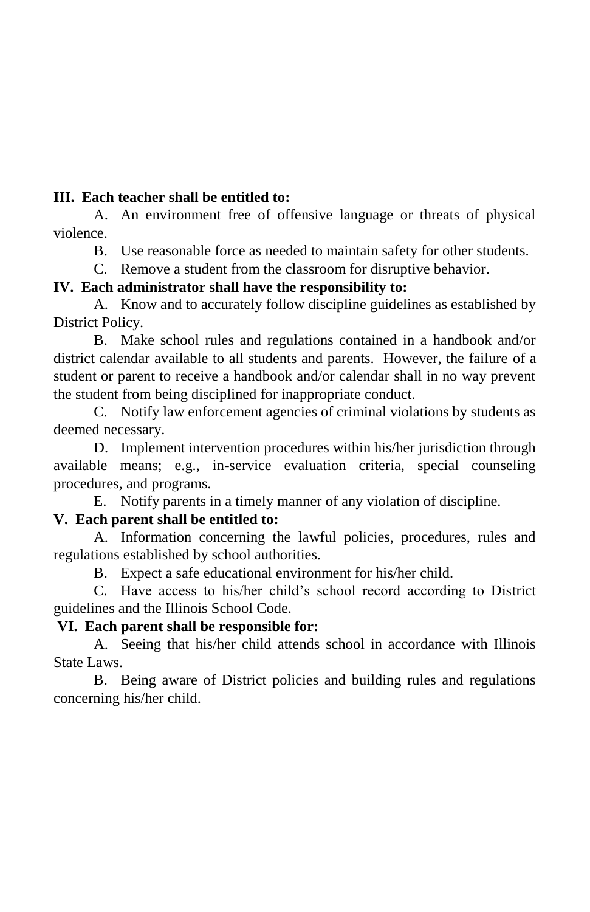**III. Each teacher shall be entitled to:**

A. An environment free of offensive language or threats of physical violence.

B. Use reasonable force as needed to maintain safety for other students.

C. Remove a student from the classroom for disruptive behavior.

**IV. Each administrator shall have the responsibility to:**

A. Know and to accurately follow discipline guidelines as established by District Policy.

B. Make school rules and regulations contained in a handbook and/or district calendar available to all students and parents. However, the failure of a student or parent to receive a handbook and/or calendar shall in no way prevent the student from being disciplined for inappropriate conduct.

C. Notify law enforcement agencies of criminal violations by students as deemed necessary.

D. Implement intervention procedures within his/her jurisdiction through available means; e.g., in-service evaluation criteria, special counseling procedures, and programs.

E. Notify parents in a timely manner of any violation of discipline.

**V. Each parent shall be entitled to:**

A. Information concerning the lawful policies, procedures, rules and regulations established by school authorities.

B. Expect a safe educational environment for his/her child.

C. Have access to his/her child's school record according to District guidelines and the Illinois School Code.

**VI. Each parent shall be responsible for:**

A. Seeing that his/her child attends school in accordance with Illinois State Laws.

B. Being aware of District policies and building rules and regulations concerning his/her child.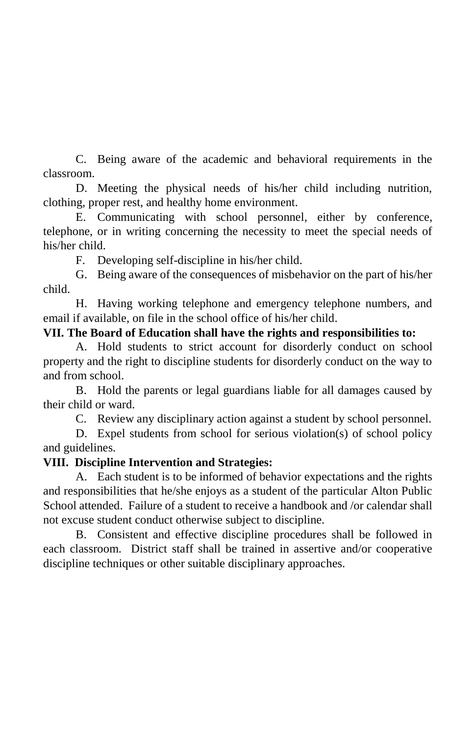C. Being aware of the academic and behavioral requirements in the classroom.

D. Meeting the physical needs of his/her child including nutrition, clothing, proper rest, and healthy home environment.

E. Communicating with school personnel, either by conference, telephone, or in writing concerning the necessity to meet the special needs of his/her child.

F. Developing self-discipline in his/her child.

G. Being aware of the consequences of misbehavior on the part of his/her child.

H. Having working telephone and emergency telephone numbers, and email if available, on file in the school office of his/her child.

**VII. The Board of Education shall have the rights and responsibilities to:**

A. Hold students to strict account for disorderly conduct on school property and the right to discipline students for disorderly conduct on the way to and from school.

B. Hold the parents or legal guardians liable for all damages caused by their child or ward.

C. Review any disciplinary action against a student by school personnel.

D. Expel students from school for serious violation(s) of school policy and guidelines.

**VIII. Discipline Intervention and Strategies:**

A. Each student is to be informed of behavior expectations and the rights and responsibilities that he/she enjoys as a student of the particular Alton Public School attended. Failure of a student to receive a handbook and /or calendar shall not excuse student conduct otherwise subject to discipline.

B. Consistent and effective discipline procedures shall be followed in each classroom. District staff shall be trained in assertive and/or cooperative discipline techniques or other suitable disciplinary approaches.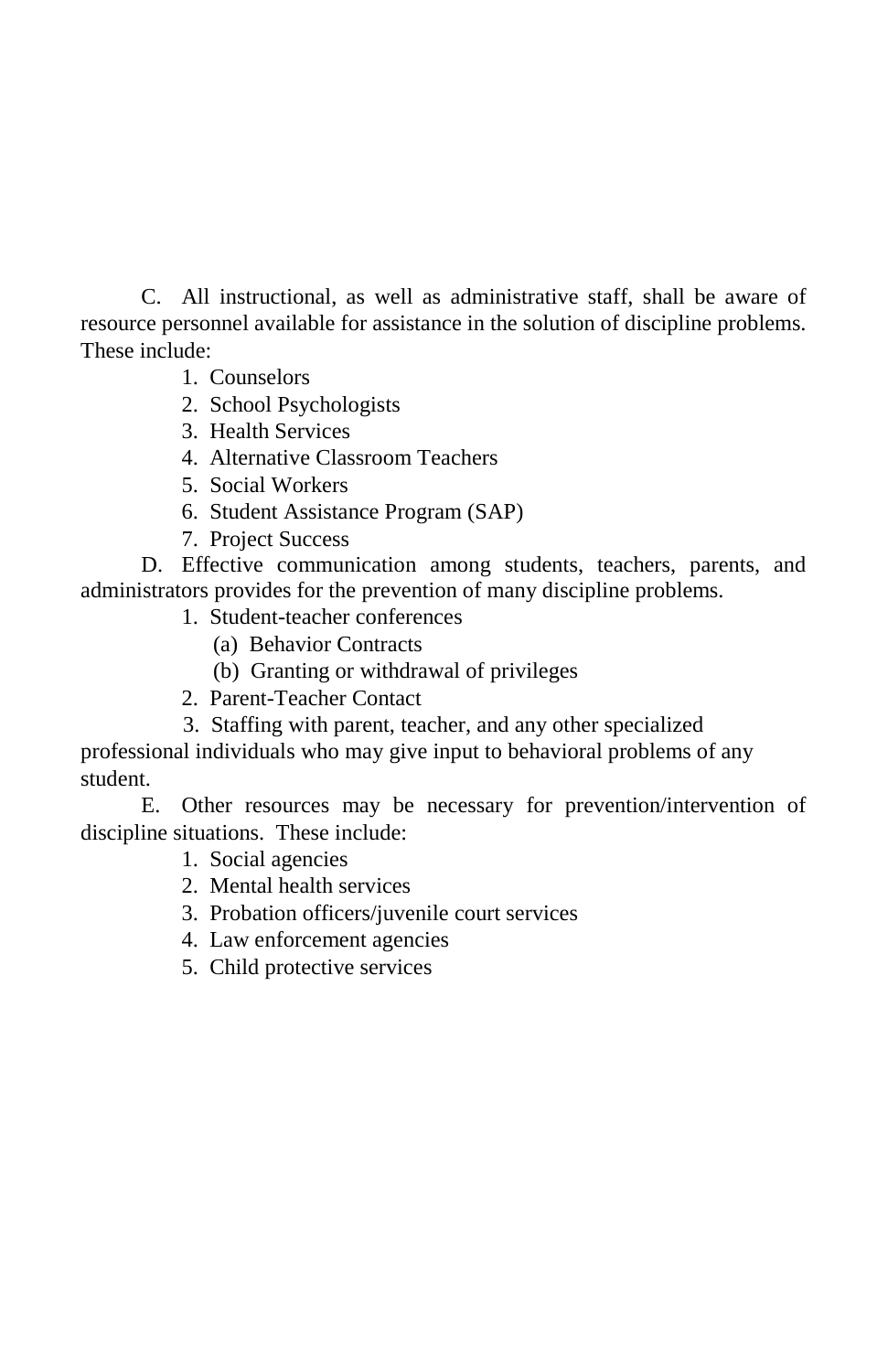C. All instructional, as well as administrative staff, shall be aware of resource personnel available for assistance in the solution of discipline problems. These include:

1. Counselors
2. School Psychologists
3. Health Services
4. Alternative Classroom Teachers
5. Social Workers
6. Student Assistance Program (SAP)
7. Project Success

D. Effective communication among students, teachers, parents, and administrators provides for the prevention of many discipline problems.

1. Student-teacher conferences
   - (a) Behavior Contracts
   - (b) Granting or withdrawal of privileges
2. Parent-Teacher Contact
3. Staffing with parent, teacher, and any other specialized professional individuals who may give input to behavioral problems of any student.

E. Other resources may be necessary for prevention/intervention of discipline situations. These include:

1. Social agencies
2. Mental health services
3. Probation officers/juvenile court services
4. Law enforcement agencies
5. Child protective services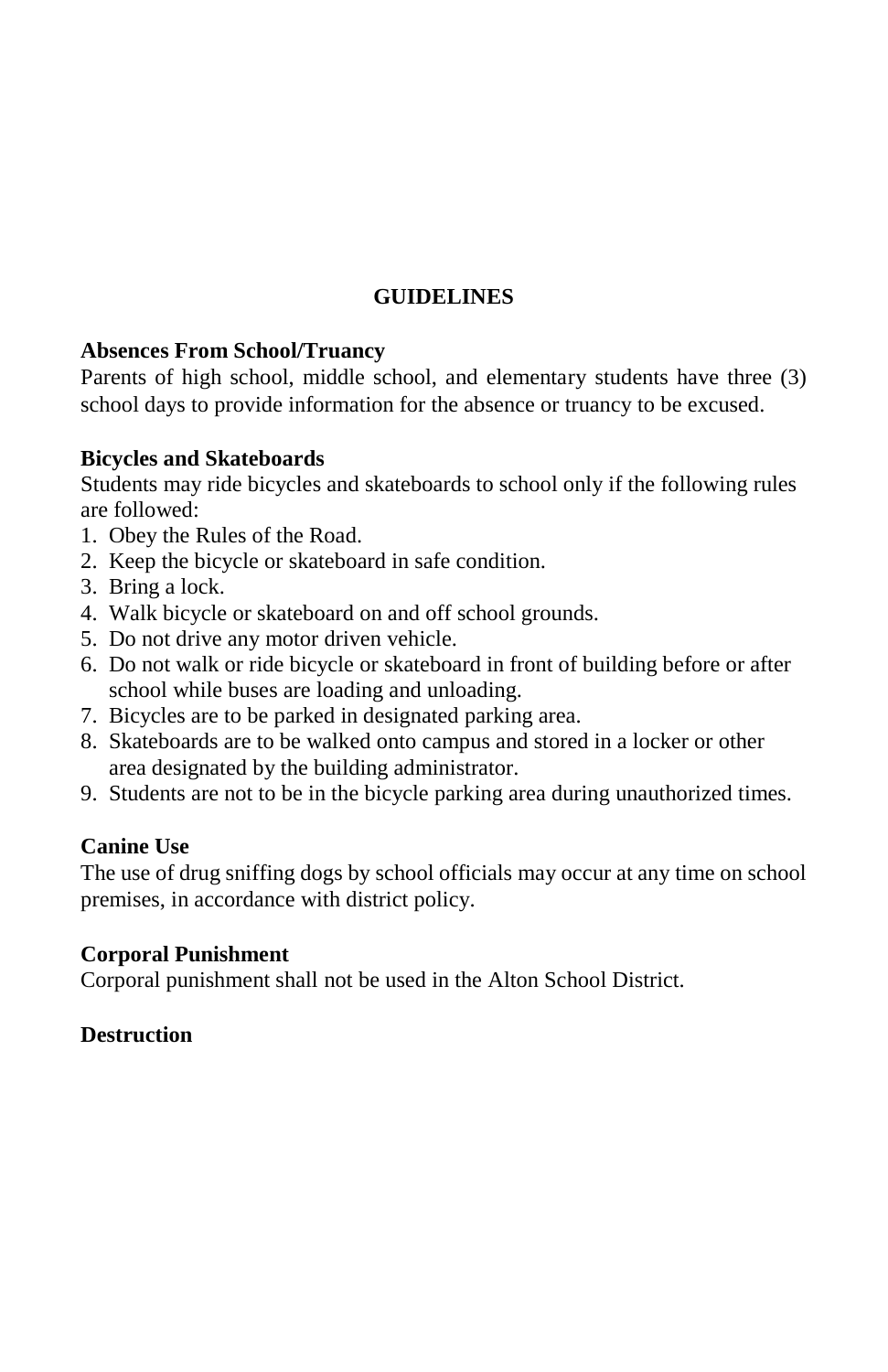# GUIDELINES

### Absences From School/Truancy

Parents of high school, middle school, and elementary students have three (3) school days to provide information for the absence or truancy to be excused.

### Bicycles and Skateboards

Students may ride bicycles and skateboards to school only if the following rules are followed:

1. Obey the Rules of the Road.
2. Keep the bicycle or skateboard in safe condition.
3. Bring a lock.
4. Walk bicycle or skateboard on and off school grounds.
5. Do not drive any motor driven vehicle.
6. Do not walk or ride bicycle or skateboard in front of building before or after school while buses are loading and unloading.
7. Bicycles are to be parked in designated parking area.
8. Skateboards are to be walked onto campus and stored in a locker or other area designated by the building administrator.
9. Students are not to be in the bicycle parking area during unauthorized times.

### Canine Use

The use of drug sniffing dogs by school officials may occur at any time on school premises, in accordance with district policy.

### Corporal Punishment

Corporal punishment shall not be used in the Alton School District.

### Destruction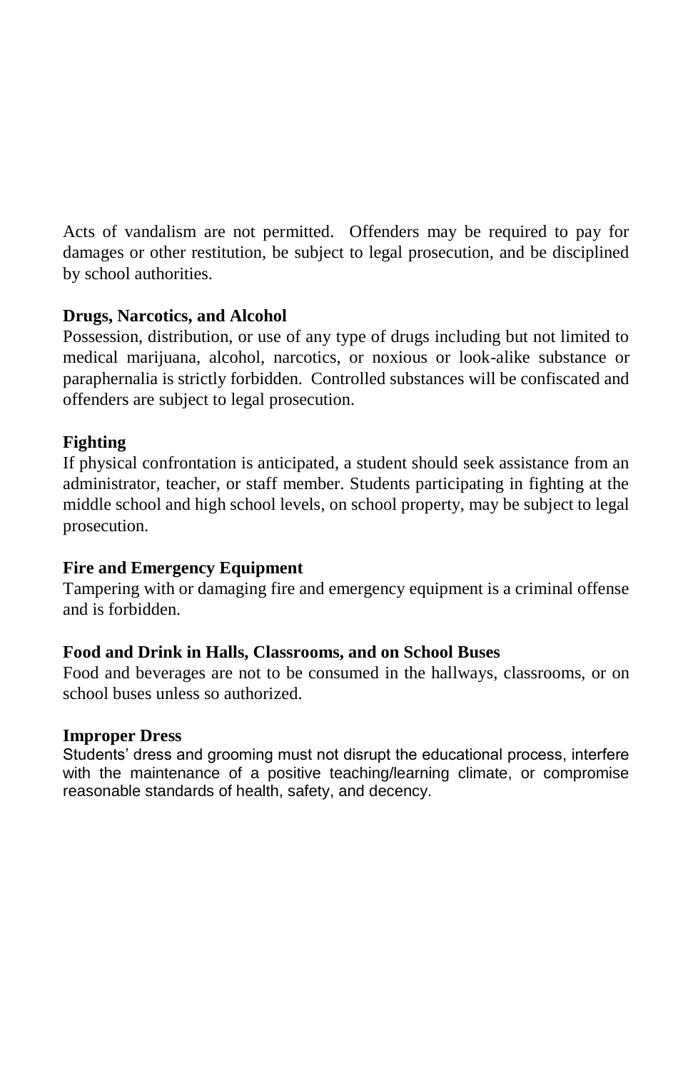Acts of vandalism are not permitted. Offenders may be required to pay for damages or other restitution, be subject to legal prosecution, and be disciplined by school authorities.

**Drugs, Narcotics, and Alcohol**

Possession, distribution, or use of any type of drugs including but not limited to medical marijuana, alcohol, narcotics, or noxious or look-alike substance or paraphernalia is strictly forbidden. Controlled substances will be confiscated and offenders are subject to legal prosecution.

**Fighting**

If physical confrontation is anticipated, a student should seek assistance from an administrator, teacher, or staff member. Students participating in fighting at the middle school and high school levels, on school property, may be subject to legal prosecution.

**Fire and Emergency Equipment**

Tampering with or damaging fire and emergency equipment is a criminal offense and is forbidden.

**Food and Drink in Halls, Classrooms, and on School Buses**

Food and beverages are not to be consumed in the hallways, classrooms, or on school buses unless so authorized.

**Improper Dress**

Students' dress and grooming must not disrupt the educational process, interfere with the maintenance of a positive teaching/learning climate, or compromise reasonable standards of health, safety, and decency.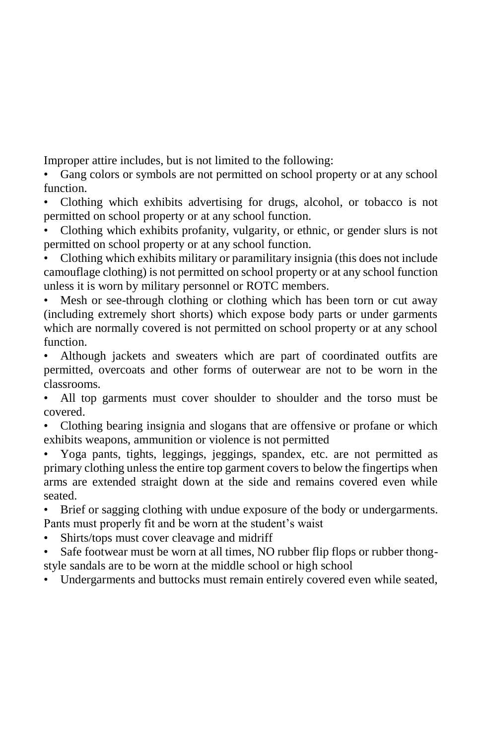Improper attire includes, but is not limited to the following:

- Gang colors or symbols are not permitted on school property or at any school function.
- Clothing which exhibits advertising for drugs, alcohol, or tobacco is not permitted on school property or at any school function.
- Clothing which exhibits profanity, vulgarity, or ethnic, or gender slurs is not permitted on school property or at any school function.
- Clothing which exhibits military or paramilitary insignia (this does not include camouflage clothing) is not permitted on school property or at any school function unless it is worn by military personnel or ROTC members.
- Mesh or see-through clothing or clothing which has been torn or cut away (including extremely short shorts) which expose body parts or under garments which are normally covered is not permitted on school property or at any school function.
- Although jackets and sweaters which are part of coordinated outfits are permitted, overcoats and other forms of outerwear are not to be worn in the classrooms.
- All top garments must cover shoulder to shoulder and the torso must be covered.
- Clothing bearing insignia and slogans that are offensive or profane or which exhibits weapons, ammunition or violence is not permitted
- Yoga pants, tights, leggings, jeggings, spandex, etc. are not permitted as primary clothing unless the entire top garment covers to below the fingertips when arms are extended straight down at the side and remains covered even while seated.
- Brief or sagging clothing with undue exposure of the body or undergarments. Pants must properly fit and be worn at the student's waist
- Shirts/tops must cover cleavage and midriff
- Safe footwear must be worn at all times, NO rubber flip flops or rubber thong-style sandals are to be worn at the middle school or high school
- Undergarments and buttocks must remain entirely covered even while seated,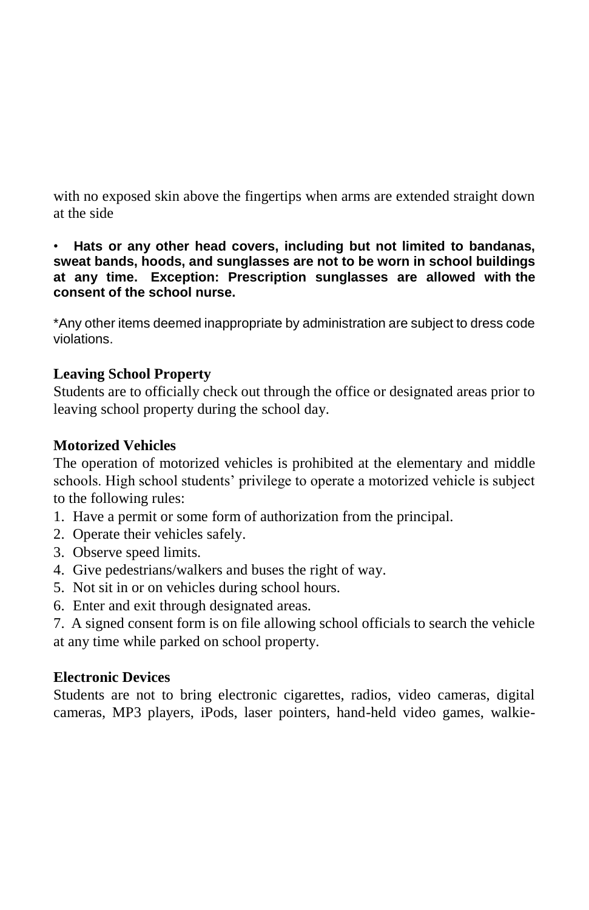with no exposed skin above the fingertips when arms are extended straight down at the side

- **Hats or any other head covers, including but not limited to bandanas, sweat bands, hoods, and sunglasses are not to be worn in school buildings at any time. Exception: Prescription sunglasses are allowed with the consent of the school nurse.**

*Any other items deemed inappropriate by administration are subject to dress code violations.

**Leaving School Property**

Students are to officially check out through the office or designated areas prior to leaving school property during the school day.

**Motorized Vehicles**

The operation of motorized vehicles is prohibited at the elementary and middle schools. High school students' privilege to operate a motorized vehicle is subject to the following rules:

1. Have a permit or some form of authorization from the principal.
2. Operate their vehicles safely.
3. Observe speed limits.
4. Give pedestrians/walkers and buses the right of way.
5. Not sit in or on vehicles during school hours.
6. Enter and exit through designated areas.
7. A signed consent form is on file allowing school officials to search the vehicle at any time while parked on school property.

**Electronic Devices**

Students are not to bring electronic cigarettes, radios, video cameras, digital cameras, MP3 players, iPods, laser pointers, hand-held video games, walkie-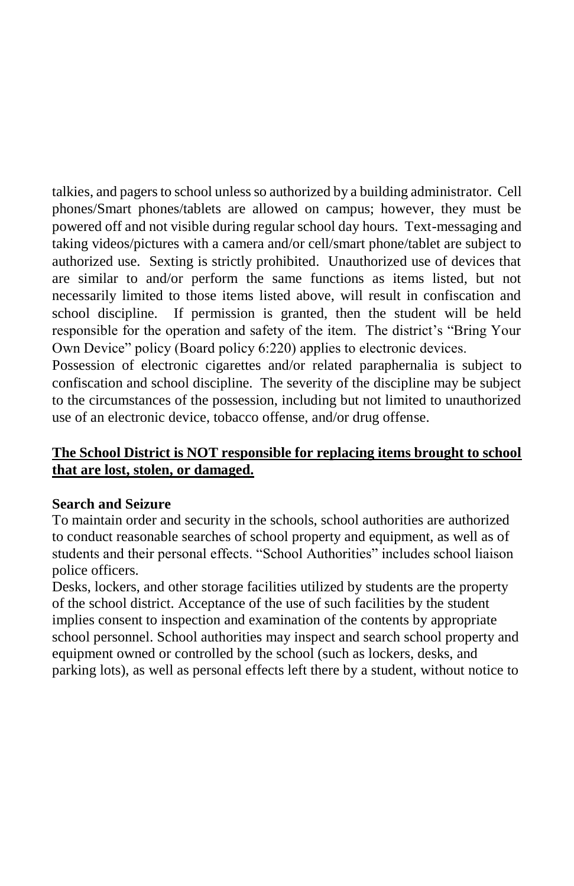talkies, and pagers to school unless so authorized by a building administrator. Cell phones/Smart phones/tablets are allowed on campus; however, they must be powered off and not visible during regular school day hours. Text-messaging and taking videos/pictures with a camera and/or cell/smart phone/tablet are subject to authorized use. Sexting is strictly prohibited. Unauthorized use of devices that are similar to and/or perform the same functions as items listed, but not necessarily limited to those items listed above, will result in confiscation and school discipline. If permission is granted, then the student will be held responsible for the operation and safety of the item. The district's "Bring Your Own Device" policy (Board policy 6:220) applies to electronic devices.

Possession of electronic cigarettes and/or related paraphernalia is subject to confiscation and school discipline. The severity of the discipline may be subject to the circumstances of the possession, including but not limited to unauthorized use of an electronic device, tobacco offense, and/or drug offense.

<u>**The School District is NOT responsible for replacing items brought to school that are lost, stolen, or damaged.**</u>

**Search and Seizure**

To maintain order and security in the schools, school authorities are authorized to conduct reasonable searches of school property and equipment, as well as of students and their personal effects. "School Authorities" includes school liaison police officers.

Desks, lockers, and other storage facilities utilized by students are the property of the school district. Acceptance of the use of such facilities by the student implies consent to inspection and examination of the contents by appropriate school personnel. School authorities may inspect and search school property and equipment owned or controlled by the school (such as lockers, desks, and parking lots), as well as personal effects left there by a student, without notice to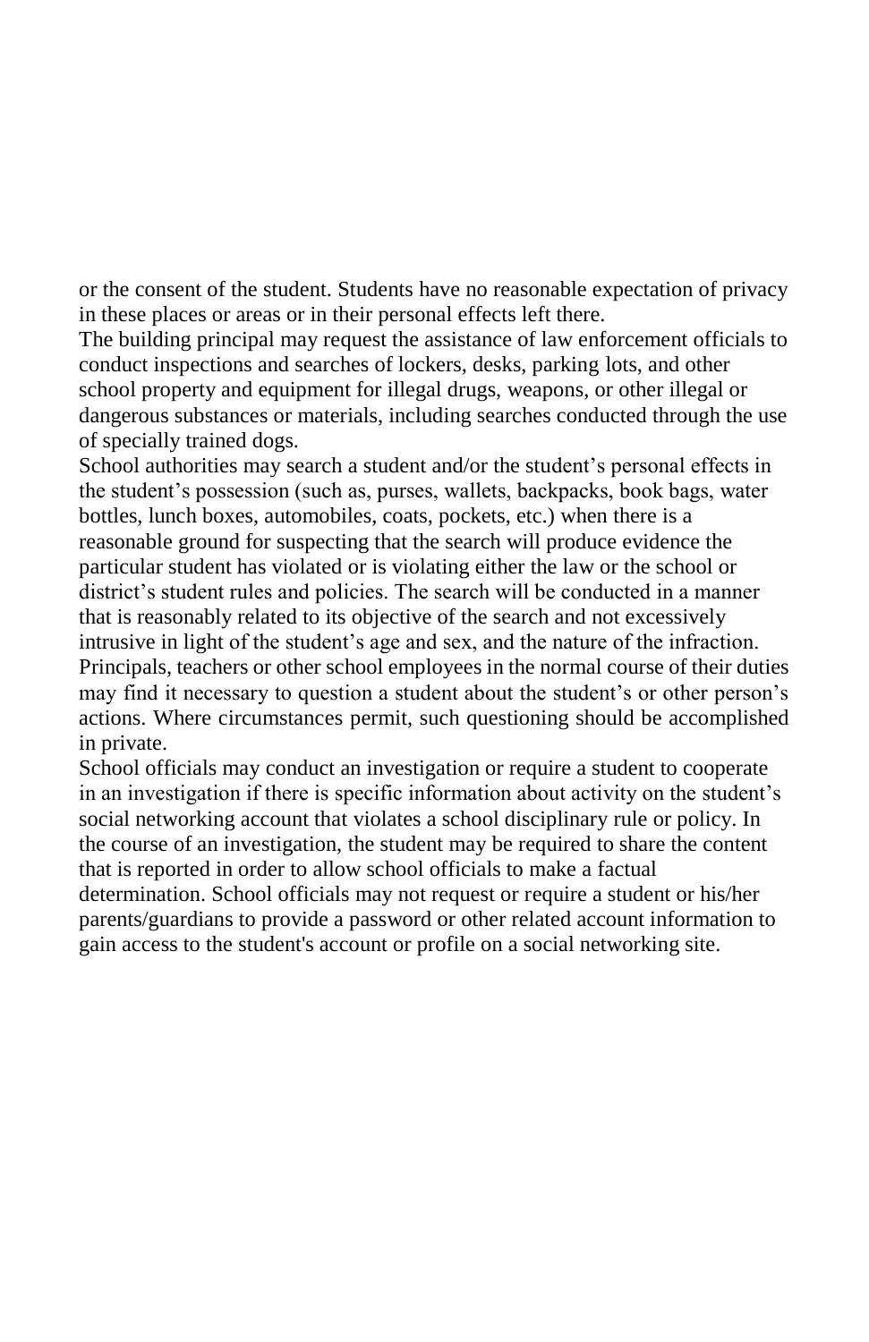or the consent of the student. Students have no reasonable expectation of privacy in these places or areas or in their personal effects left there.

The building principal may request the assistance of law enforcement officials to conduct inspections and searches of lockers, desks, parking lots, and other school property and equipment for illegal drugs, weapons, or other illegal or dangerous substances or materials, including searches conducted through the use of specially trained dogs.

School authorities may search a student and/or the student's personal effects in the student's possession (such as, purses, wallets, backpacks, book bags, water bottles, lunch boxes, automobiles, coats, pockets, etc.) when there is a reasonable ground for suspecting that the search will produce evidence the particular student has violated or is violating either the law or the school or district's student rules and policies. The search will be conducted in a manner that is reasonably related to its objective of the search and not excessively intrusive in light of the student's age and sex, and the nature of the infraction.

Principals, teachers or other school employees in the normal course of their duties may find it necessary to question a student about the student's or other person's actions. Where circumstances permit, such questioning should be accomplished in private.

School officials may conduct an investigation or require a student to cooperate in an investigation if there is specific information about activity on the student's social networking account that violates a school disciplinary rule or policy. In the course of an investigation, the student may be required to share the content that is reported in order to allow school officials to make a factual determination. School officials may not request or require a student or his/her parents/guardians to provide a password or other related account information to gain access to the student's account or profile on a social networking site.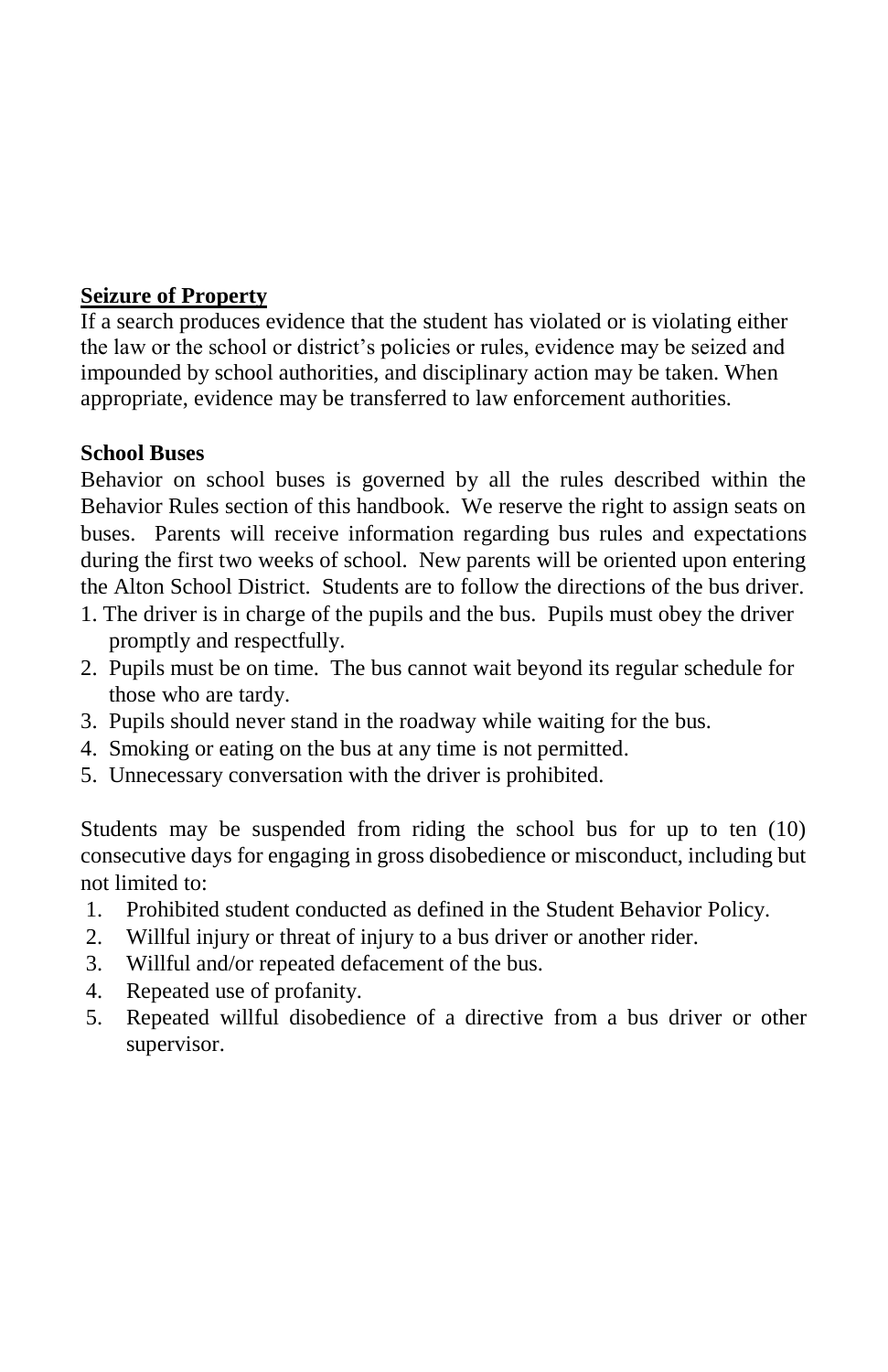## Seizure of Property

If a search produces evidence that the student has violated or is violating either the law or the school or district's policies or rules, evidence may be seized and impounded by school authorities, and disciplinary action may be taken. When appropriate, evidence may be transferred to law enforcement authorities.

## School Buses

Behavior on school buses is governed by all the rules described within the Behavior Rules section of this handbook. We reserve the right to assign seats on buses. Parents will receive information regarding bus rules and expectations during the first two weeks of school. New parents will be oriented upon entering the Alton School District. Students are to follow the directions of the bus driver.

1. The driver is in charge of the pupils and the bus. Pupils must obey the driver promptly and respectfully.
2. Pupils must be on time. The bus cannot wait beyond its regular schedule for those who are tardy.
3. Pupils should never stand in the roadway while waiting for the bus.
4. Smoking or eating on the bus at any time is not permitted.
5. Unnecessary conversation with the driver is prohibited.

Students may be suspended from riding the school bus for up to ten (10) consecutive days for engaging in gross disobedience or misconduct, including but not limited to:

1. Prohibited student conducted as defined in the Student Behavior Policy.
2. Willful injury or threat of injury to a bus driver or another rider.
3. Willful and/or repeated defacement of the bus.
4. Repeated use of profanity.
5. Repeated willful disobedience of a directive from a bus driver or other supervisor.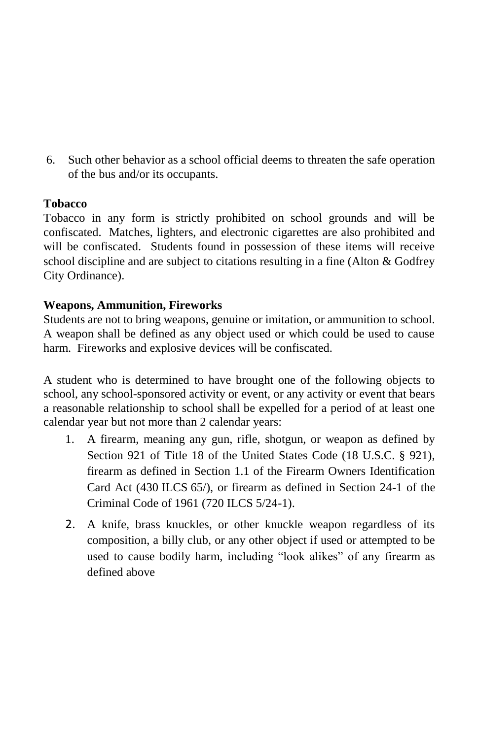6. Such other behavior as a school official deems to threaten the safe operation of the bus and/or its occupants.

**Tobacco**
Tobacco in any form is strictly prohibited on school grounds and will be confiscated. Matches, lighters, and electronic cigarettes are also prohibited and will be confiscated. Students found in possession of these items will receive school discipline and are subject to citations resulting in a fine (Alton & Godfrey City Ordinance).

**Weapons, Ammunition, Fireworks**
Students are not to bring weapons, genuine or imitation, or ammunition to school. A weapon shall be defined as any object used or which could be used to cause harm. Fireworks and explosive devices will be confiscated.

A student who is determined to have brought one of the following objects to school, any school-sponsored activity or event, or any activity or event that bears a reasonable relationship to school shall be expelled for a period of at least one calendar year but not more than 2 calendar years:

1. A firearm, meaning any gun, rifle, shotgun, or weapon as defined by Section 921 of Title 18 of the United States Code (18 U.S.C. § 921), firearm as defined in Section 1.1 of the Firearm Owners Identification Card Act (430 ILCS 65/), or firearm as defined in Section 24-1 of the Criminal Code of 1961 (720 ILCS 5/24-1).
2. A knife, brass knuckles, or other knuckle weapon regardless of its composition, a billy club, or any other object if used or attempted to be used to cause bodily harm, including "look alikes" of any firearm as defined above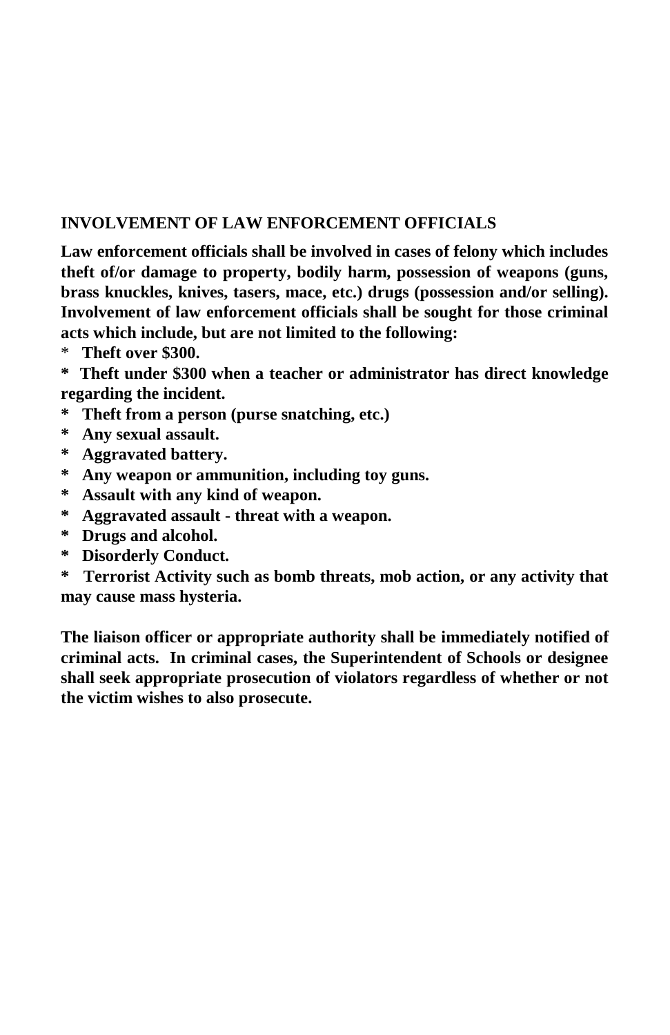## INVOLVEMENT OF LAW ENFORCEMENT OFFICIALS

**Law enforcement officials shall be involved in cases of felony which includes theft of/or damage to property, bodily harm, possession of weapons (guns, brass knuckles, knives, tasers, mace, etc.) drugs (possession and/or selling). Involvement of law enforcement officials shall be sought for those criminal acts which include, but are not limited to the following:**

* **Theft over $300.**
* **Theft under $300 when a teacher or administrator has direct knowledge regarding the incident.**
* **Theft from a person (purse snatching, etc.)**
* **Any sexual assault.**
* **Aggravated battery.**
* **Any weapon or ammunition, including toy guns.**
* **Assault with any kind of weapon.**
* **Aggravated assault - threat with a weapon.**
* **Drugs and alcohol.**
* **Disorderly Conduct.**
* **Terrorist Activity such as bomb threats, mob action, or any activity that may cause mass hysteria.**

**The liaison officer or appropriate authority shall be immediately notified of criminal acts. In criminal cases, the Superintendent of Schools or designee shall seek appropriate prosecution of violators regardless of whether or not the victim wishes to also prosecute.**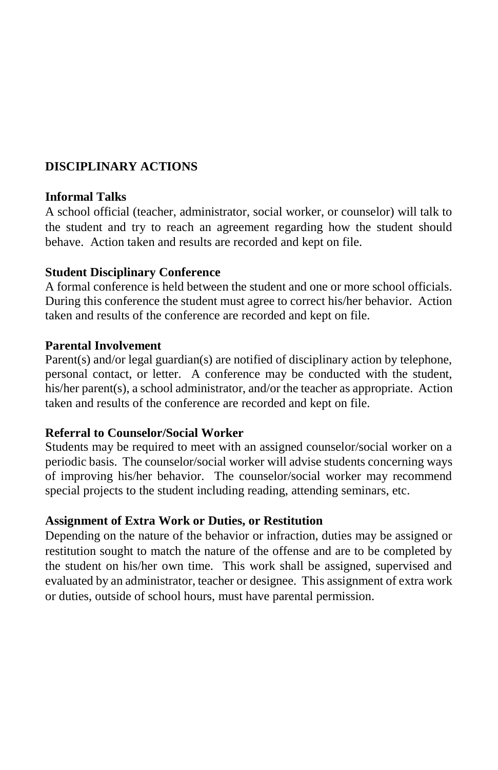## DISCIPLINARY ACTIONS

### Informal Talks

A school official (teacher, administrator, social worker, or counselor) will talk to the student and try to reach an agreement regarding how the student should behave. Action taken and results are recorded and kept on file.

### Student Disciplinary Conference

A formal conference is held between the student and one or more school officials. During this conference the student must agree to correct his/her behavior. Action taken and results of the conference are recorded and kept on file.

### Parental Involvement

Parent(s) and/or legal guardian(s) are notified of disciplinary action by telephone, personal contact, or letter. A conference may be conducted with the student, his/her parent(s), a school administrator, and/or the teacher as appropriate. Action taken and results of the conference are recorded and kept on file.

### Referral to Counselor/Social Worker

Students may be required to meet with an assigned counselor/social worker on a periodic basis. The counselor/social worker will advise students concerning ways of improving his/her behavior. The counselor/social worker may recommend special projects to the student including reading, attending seminars, etc.

### Assignment of Extra Work or Duties, or Restitution

Depending on the nature of the behavior or infraction, duties may be assigned or restitution sought to match the nature of the offense and are to be completed by the student on his/her own time. This work shall be assigned, supervised and evaluated by an administrator, teacher or designee. This assignment of extra work or duties, outside of school hours, must have parental permission.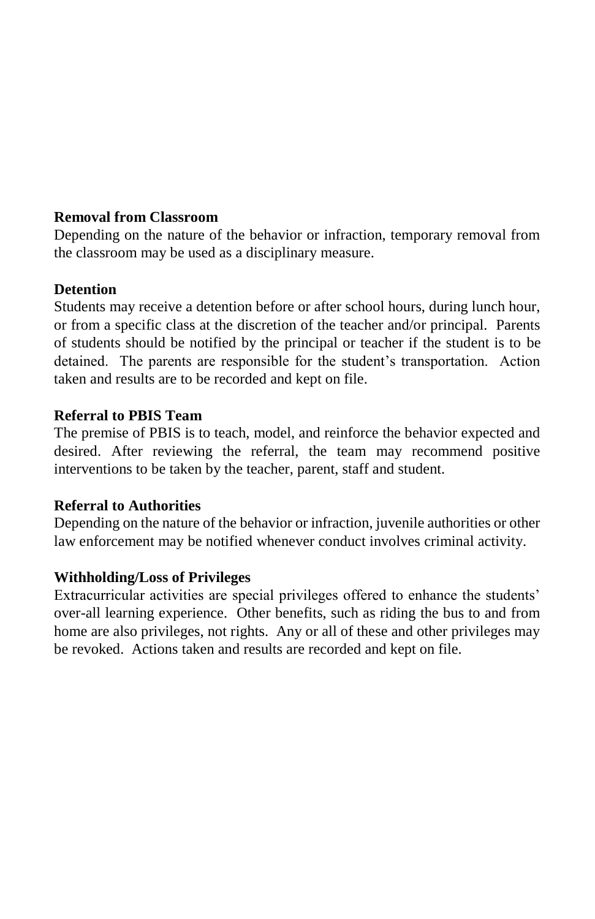**Removal from Classroom**

Depending on the nature of the behavior or infraction, temporary removal from the classroom may be used as a disciplinary measure.

**Detention**

Students may receive a detention before or after school hours, during lunch hour, or from a specific class at the discretion of the teacher and/or principal. Parents of students should be notified by the principal or teacher if the student is to be detained. The parents are responsible for the student's transportation. Action taken and results are to be recorded and kept on file.

**Referral to PBIS Team**

The premise of PBIS is to teach, model, and reinforce the behavior expected and desired. After reviewing the referral, the team may recommend positive interventions to be taken by the teacher, parent, staff and student.

**Referral to Authorities**

Depending on the nature of the behavior or infraction, juvenile authorities or other law enforcement may be notified whenever conduct involves criminal activity.

**Withholding/Loss of Privileges**

Extracurricular activities are special privileges offered to enhance the students' over-all learning experience. Other benefits, such as riding the bus to and from home are also privileges, not rights. Any or all of these and other privileges may be revoked. Actions taken and results are recorded and kept on file.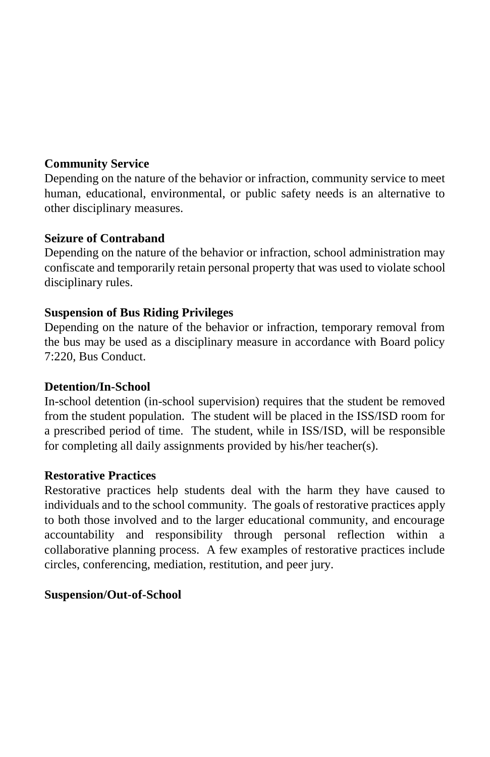**Community Service**

Depending on the nature of the behavior or infraction, community service to meet human, educational, environmental, or public safety needs is an alternative to other disciplinary measures.

**Seizure of Contraband**

Depending on the nature of the behavior or infraction, school administration may confiscate and temporarily retain personal property that was used to violate school disciplinary rules.

**Suspension of Bus Riding Privileges**

Depending on the nature of the behavior or infraction, temporary removal from the bus may be used as a disciplinary measure in accordance with Board policy 7:220, Bus Conduct.

**Detention/In-School**

In-school detention (in-school supervision) requires that the student be removed from the student population. The student will be placed in the ISS/ISD room for a prescribed period of time. The student, while in ISS/ISD, will be responsible for completing all daily assignments provided by his/her teacher(s).

**Restorative Practices**

Restorative practices help students deal with the harm they have caused to individuals and to the school community. The goals of restorative practices apply to both those involved and to the larger educational community, and encourage accountability and responsibility through personal reflection within a collaborative planning process. A few examples of restorative practices include circles, conferencing, mediation, restitution, and peer jury.

**Suspension/Out-of-School**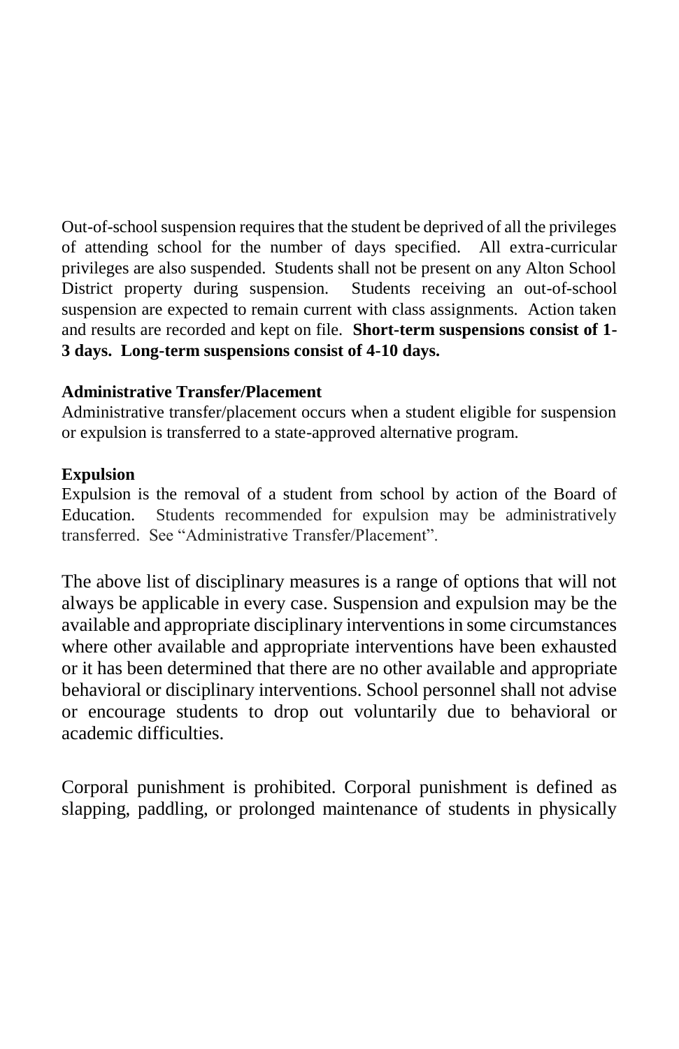Out-of-school suspension requires that the student be deprived of all the privileges of attending school for the number of days specified. All extra-curricular privileges are also suspended. Students shall not be present on any Alton School District property during suspension. Students receiving an out-of-school suspension are expected to remain current with class assignments. Action taken and results are recorded and kept on file. **Short-term suspensions consist of 1-3 days. Long-term suspensions consist of 4-10 days.**

**Administrative Transfer/Placement**
Administrative transfer/placement occurs when a student eligible for suspension or expulsion is transferred to a state-approved alternative program.

**Expulsion**
Expulsion is the removal of a student from school by action of the Board of Education. Students recommended for expulsion may be administratively transferred. See "Administrative Transfer/Placement".

The above list of disciplinary measures is a range of options that will not always be applicable in every case. Suspension and expulsion may be the available and appropriate disciplinary interventions in some circumstances where other available and appropriate interventions have been exhausted or it has been determined that there are no other available and appropriate behavioral or disciplinary interventions. School personnel shall not advise or encourage students to drop out voluntarily due to behavioral or academic difficulties.

Corporal punishment is prohibited. Corporal punishment is defined as slapping, paddling, or prolonged maintenance of students in physically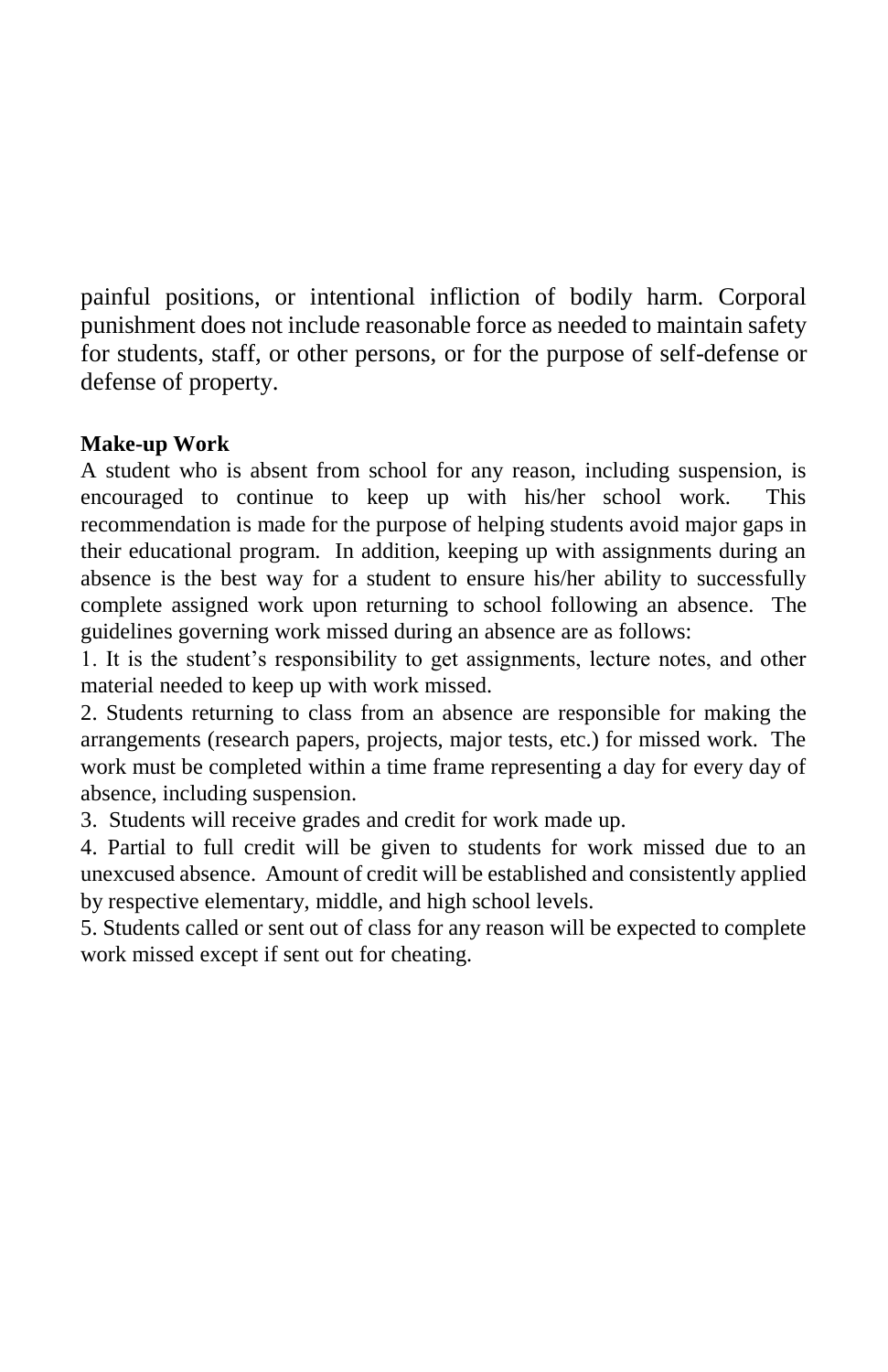painful positions, or intentional infliction of bodily harm. Corporal punishment does not include reasonable force as needed to maintain safety for students, staff, or other persons, or for the purpose of self-defense or defense of property.

**Make-up Work**

A student who is absent from school for any reason, including suspension, is encouraged to continue to keep up with his/her school work. This recommendation is made for the purpose of helping students avoid major gaps in their educational program. In addition, keeping up with assignments during an absence is the best way for a student to ensure his/her ability to successfully complete assigned work upon returning to school following an absence. The guidelines governing work missed during an absence are as follows:

1. It is the student's responsibility to get assignments, lecture notes, and other material needed to keep up with work missed.
2. Students returning to class from an absence are responsible for making the arrangements (research papers, projects, major tests, etc.) for missed work. The work must be completed within a time frame representing a day for every day of absence, including suspension.
3. Students will receive grades and credit for work made up.
4. Partial to full credit will be given to students for work missed due to an unexcused absence. Amount of credit will be established and consistently applied by respective elementary, middle, and high school levels.
5. Students called or sent out of class for any reason will be expected to complete work missed except if sent out for cheating.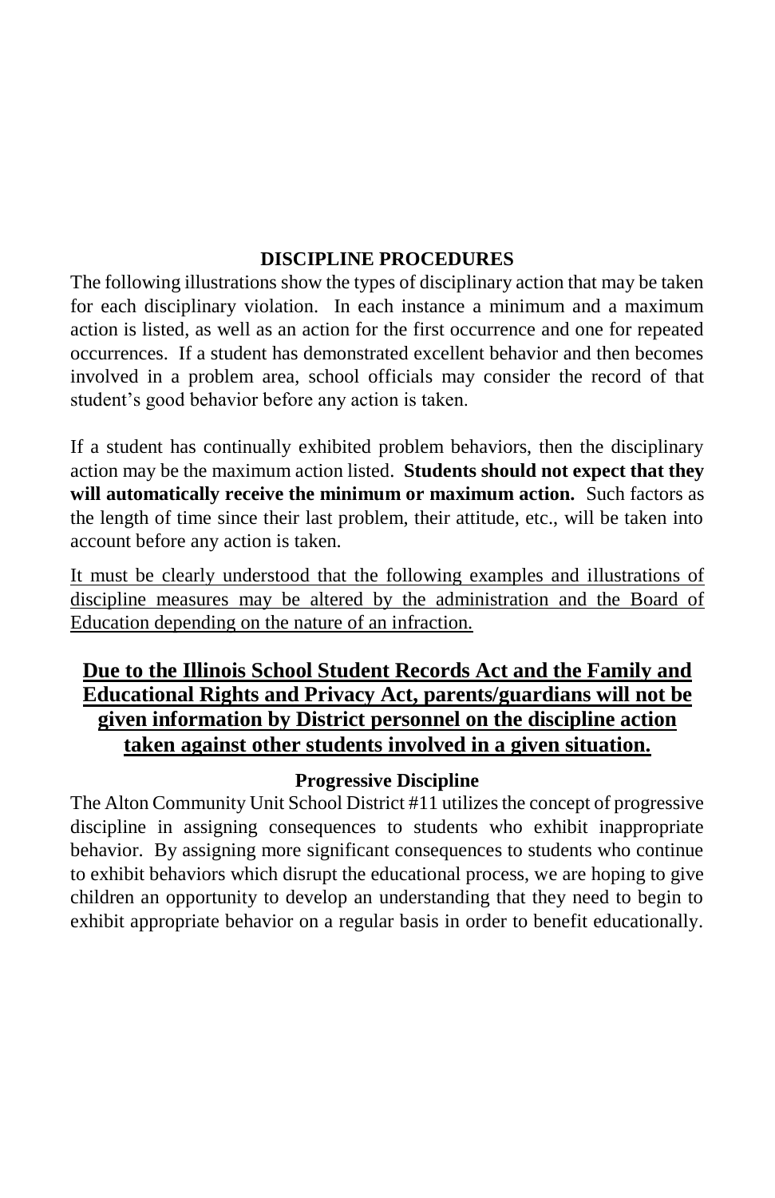## DISCIPLINE PROCEDURES

The following illustrations show the types of disciplinary action that may be taken for each disciplinary violation. In each instance a minimum and a maximum action is listed, as well as an action for the first occurrence and one for repeated occurrences. If a student has demonstrated excellent behavior and then becomes involved in a problem area, school officials may consider the record of that student's good behavior before any action is taken.

If a student has continually exhibited problem behaviors, then the disciplinary action may be the maximum action listed. **Students should not expect that they will automatically receive the minimum or maximum action.** Such factors as the length of time since their last problem, their attitude, etc., will be taken into account before any action is taken.

<u>It must be clearly understood that the following examples and illustrations of discipline measures may be altered by the administration and the Board of Education depending on the nature of an infraction.</u>

**<u>Due to the Illinois School Student Records Act and the Family and Educational Rights and Privacy Act, parents/guardians will not be given information by District personnel on the discipline action taken against other students involved in a given situation.</u>**

### Progressive Discipline

The Alton Community Unit School District #11 utilizes the concept of progressive discipline in assigning consequences to students who exhibit inappropriate behavior. By assigning more significant consequences to students who continue to exhibit behaviors which disrupt the educational process, we are hoping to give children an opportunity to develop an understanding that they need to begin to exhibit appropriate behavior on a regular basis in order to benefit educationally.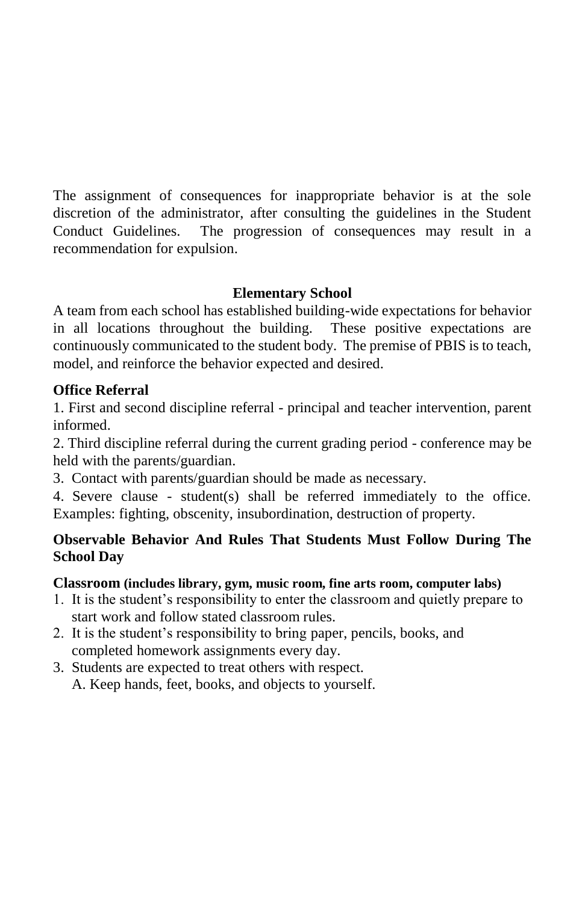The assignment of consequences for inappropriate behavior is at the sole discretion of the administrator, after consulting the guidelines in the Student Conduct Guidelines. The progression of consequences may result in a recommendation for expulsion.

## Elementary School

A team from each school has established building-wide expectations for behavior in all locations throughout the building. These positive expectations are continuously communicated to the student body. The premise of PBIS is to teach, model, and reinforce the behavior expected and desired.

### Office Referral

1. First and second discipline referral - principal and teacher intervention, parent informed.
2. Third discipline referral during the current grading period - conference may be held with the parents/guardian.
3. Contact with parents/guardian should be made as necessary.
4. Severe clause - student(s) shall be referred immediately to the office. Examples: fighting, obscenity, insubordination, destruction of property.

### Observable Behavior And Rules That Students Must Follow During The School Day

**Classroom (includes library, gym, music room, fine arts room, computer labs)**

1. It is the student's responsibility to enter the classroom and quietly prepare to start work and follow stated classroom rules.
2. It is the student's responsibility to bring paper, pencils, books, and completed homework assignments every day.
3. Students are expected to treat others with respect.
   A. Keep hands, feet, books, and objects to yourself.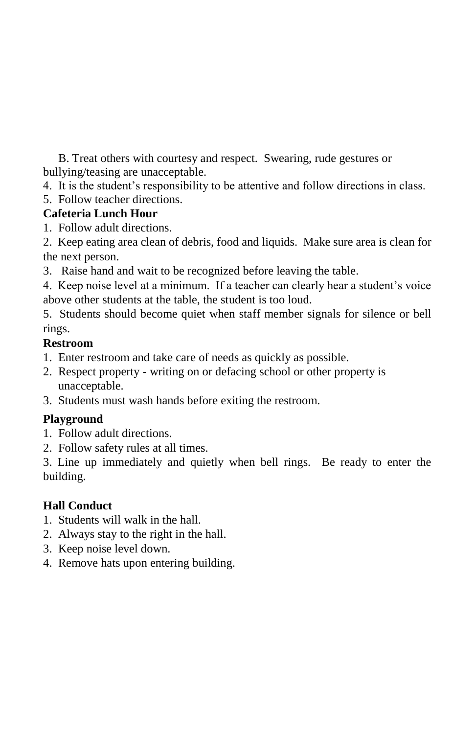B. Treat others with courtesy and respect. Swearing, rude gestures or bullying/teasing are unacceptable.

4. It is the student's responsibility to be attentive and follow directions in class.
5. Follow teacher directions.

**Cafeteria Lunch Hour**

1. Follow adult directions.
2. Keep eating area clean of debris, food and liquids. Make sure area is clean for the next person.
3. Raise hand and wait to be recognized before leaving the table.
4. Keep noise level at a minimum. If a teacher can clearly hear a student's voice above other students at the table, the student is too loud.
5. Students should become quiet when staff member signals for silence or bell rings.

**Restroom**

1. Enter restroom and take care of needs as quickly as possible.
2. Respect property - writing on or defacing school or other property is unacceptable.
3. Students must wash hands before exiting the restroom.

**Playground**

1. Follow adult directions.
2. Follow safety rules at all times.
3. Line up immediately and quietly when bell rings. Be ready to enter the building.

**Hall Conduct**

1. Students will walk in the hall.
2. Always stay to the right in the hall.
3. Keep noise level down.
4. Remove hats upon entering building.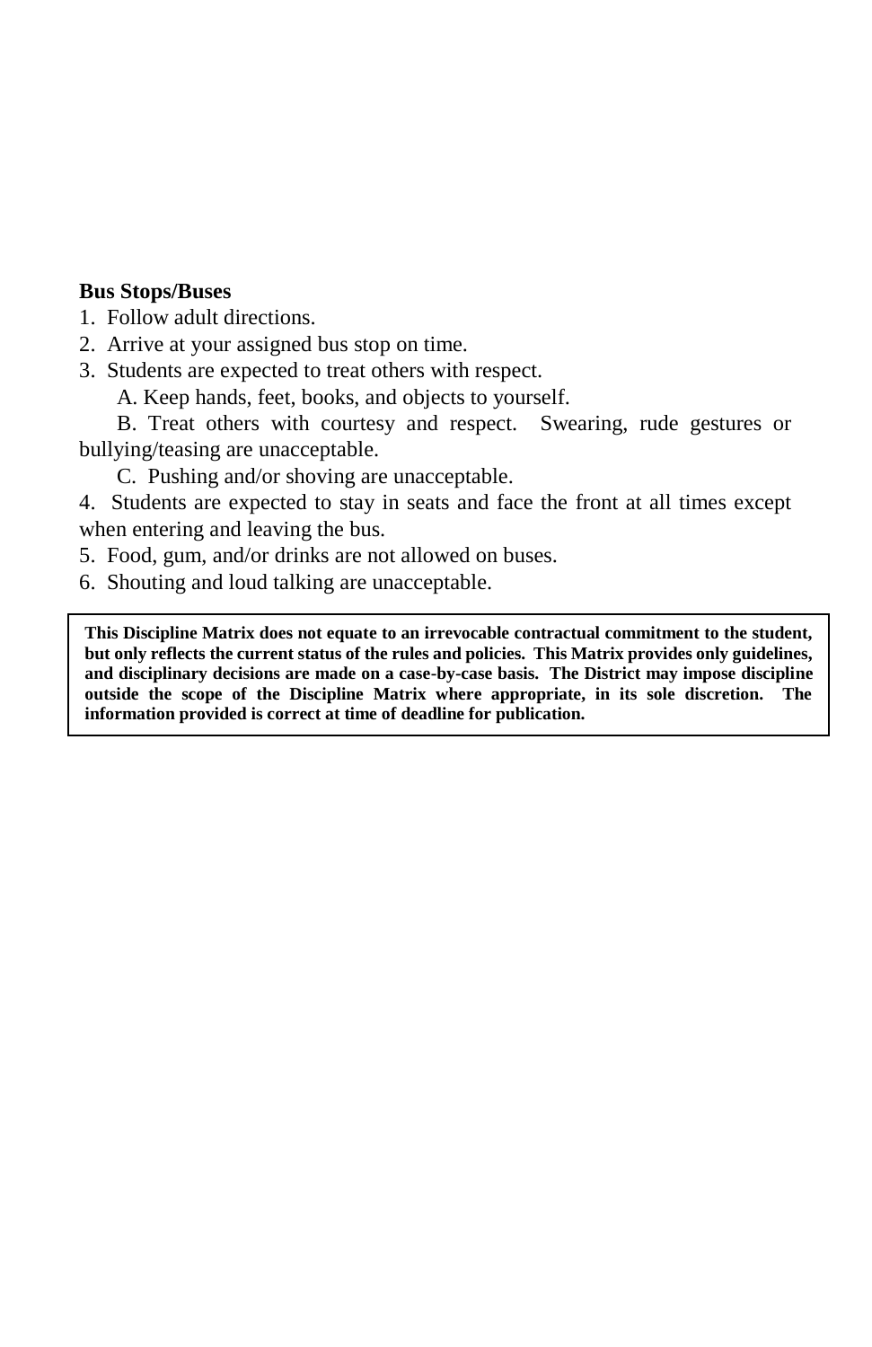**Bus Stops/Buses**

1. Follow adult directions.
2. Arrive at your assigned bus stop on time.
3. Students are expected to treat others with respect.
   A. Keep hands, feet, books, and objects to yourself.
   B. Treat others with courtesy and respect. Swearing, rude gestures or bullying/teasing are unacceptable.
   C. Pushing and/or shoving are unacceptable.
4. Students are expected to stay in seats and face the front at all times except when entering and leaving the bus.
5. Food, gum, and/or drinks are not allowed on buses.
6. Shouting and loud talking are unacceptable.

**This Discipline Matrix does not equate to an irrevocable contractual commitment to the student, but only reflects the current status of the rules and policies. This Matrix provides only guidelines, and disciplinary decisions are made on a case-by-case basis. The District may impose discipline outside the scope of the Discipline Matrix where appropriate, in its sole discretion. The information provided is correct at time of deadline for publication.**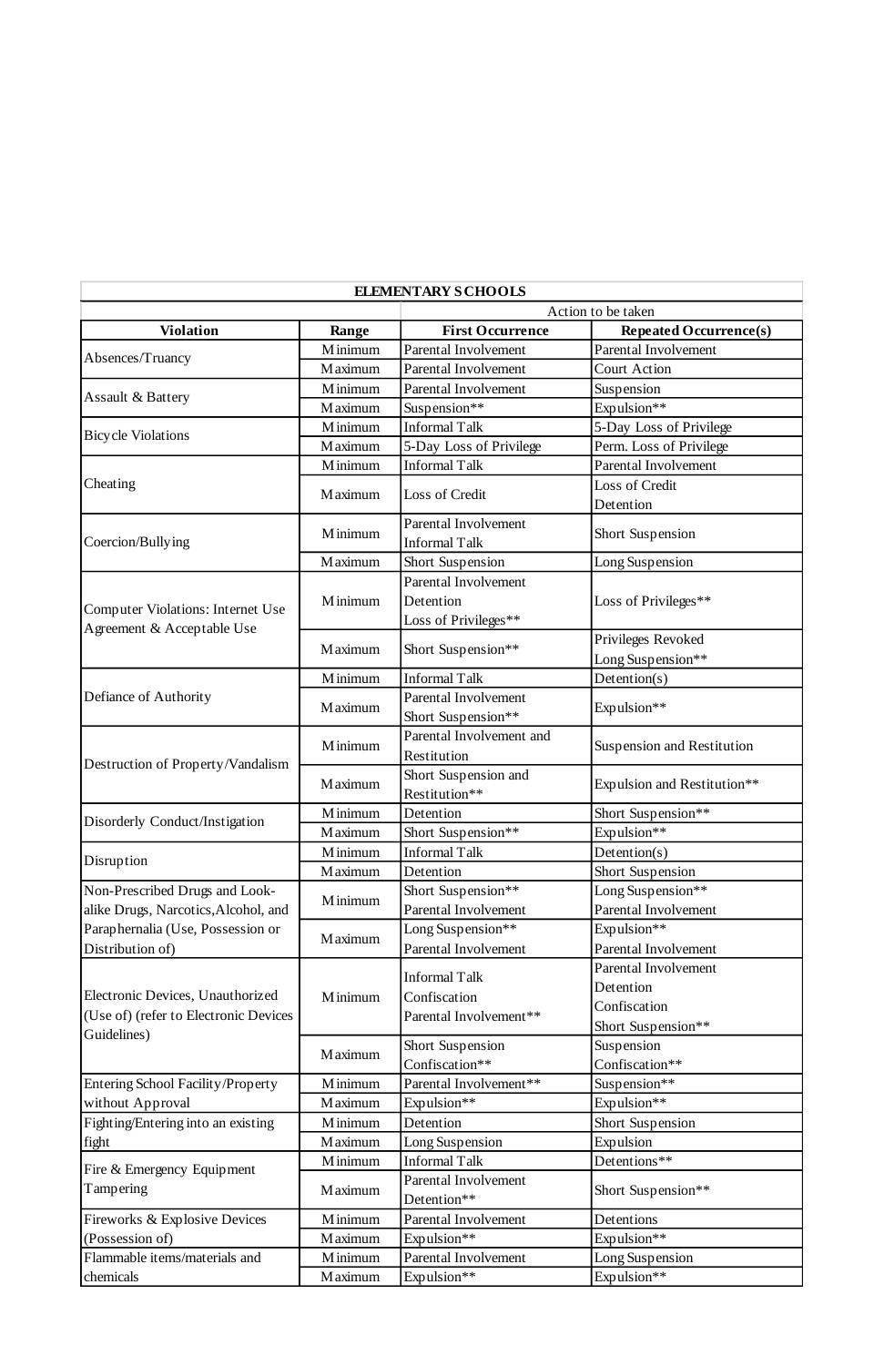| ELEMENTARY SCHOOLS | | | |
|---|---|---|---|
| | | Action to be taken | |
| **Violation** | **Range** | **First Occurrence** | **Repeated Occurrence(s)** |
| Absences/Truancy | Minimum | Parental Involvement | Parental Involvement |
| | Maximum | Parental Involvement | Court Action |
| Assault & Battery | Minimum | Parental Involvement | Suspension |
| | Maximum | Suspension** | Expulsion** |
| Bicycle Violations | Minimum | Informal Talk | 5-Day Loss of Privilege |
| | Maximum | 5-Day Loss of Privilege | Perm. Loss of Privilege |
| Cheating | Minimum | Informal Talk | Parental Involvement |
| | Maximum | Loss of Credit | Loss of Credit<br>Detention |
| Coercion/Bullying | Minimum | Parental Involvement<br>Informal Talk | Short Suspension |
| | Maximum | Short Suspension | Long Suspension |
| Computer Violations: Internet Use Agreement & Acceptable Use | Minimum | Parental Involvement<br>Detention<br>Loss of Privileges** | Loss of Privileges** |
| | Maximum | Short Suspension** | Privileges Revoked<br>Long Suspension** |
| Defiance of Authority | Minimum | Informal Talk | Detention(s) |
| | Maximum | Parental Involvement<br>Short Suspension** | Expulsion** |
| Destruction of Property/Vandalism | Minimum | Parental Involvement and Restitution | Suspension and Restitution |
| | Maximum | Short Suspension and Restitution** | Expulsion and Restitution** |
| Disorderly Conduct/Instigation | Minimum | Detention | Short Suspension** |
| | Maximum | Short Suspension** | Expulsion** |
| Disruption | Minimum | Informal Talk | Detention(s) |
| | Maximum | Detention | Short Suspension |
| Non-Prescribed Drugs and Look-alike Drugs, Narcotics,Alcohol, and Paraphernalia (Use, Possession or Distribution of) | Minimum | Short Suspension**<br>Parental Involvement | Long Suspension**<br>Parental Involvement |
| | Maximum | Long Suspension**<br>Parental Involvement | Expulsion**<br>Parental Involvement |
| Electronic Devices, Unauthorized (Use of) (refer to Electronic Devices Guidelines) | Minimum | Informal Talk<br>Confiscation<br>Parental Involvement** | Parental Involvement<br>Detention<br>Confiscation<br>Short Suspension** |
| | Maximum | Short Suspension<br>Confiscation** | Suspension<br>Confiscation** |
| Entering School Facility/Property without Approval | Minimum | Parental Involvement** | Suspension** |
| | Maximum | Expulsion** | Expulsion** |
| Fighting/Entering into an existing fight | Minimum | Detention | Short Suspension |
| | Maximum | Long Suspension | Expulsion |
| Fire & Emergency Equipment Tampering | Minimum | Informal Talk | Detentions** |
| | Maximum | Parental Involvement<br>Detention** | Short Suspension** |
| Fireworks & Explosive Devices (Possession of) | Minimum | Parental Involvement | Detentions |
| | Maximum | Expulsion** | Expulsion** |
| Flammable items/materials and chemicals | Minimum | Parental Involvement | Long Suspension |
| | Maximum | Expulsion** | Expulsion** |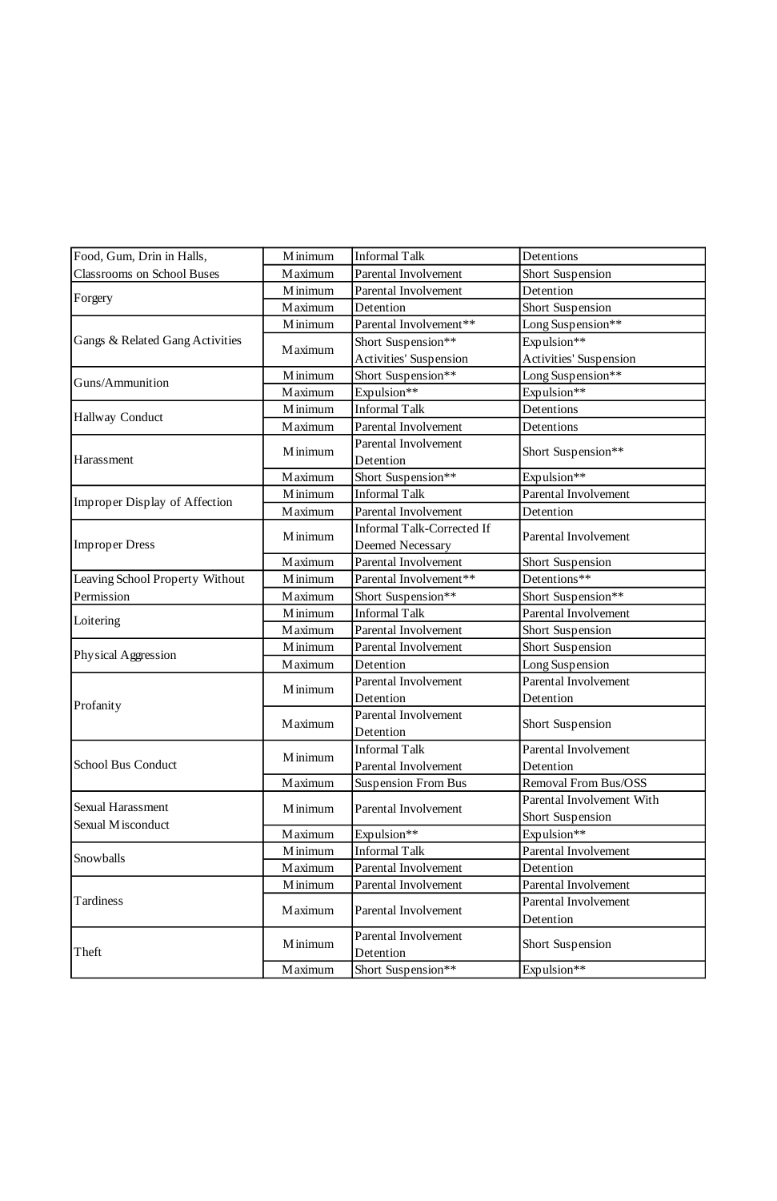| | | | |
|---|---|---|---|
| Food, Gum, Drin in Halls, Classrooms on School Buses | Minimum | Informal Talk | Detentions |
| | Maximum | Parental Involvement | Short Suspension |
| Forgery | Minimum | Parental Involvement | Detention |
| | Maximum | Detention | Short Suspension |
| Gangs & Related Gang Activities | Minimum | Parental Involvement** | Long Suspension** |
| | Maximum | Short Suspension** Activities' Suspension | Expulsion** Activities' Suspension |
| Guns/Ammunition | Minimum | Short Suspension** | Long Suspension** |
| | Maximum | Expulsion** | Expulsion** |
| Hallway Conduct | Minimum | Informal Talk | Detentions |
| | Maximum | Parental Involvement | Detentions |
| Harassment | Minimum | Parental Involvement Detention | Short Suspension** |
| | Maximum | Short Suspension** | Expulsion** |
| Improper Display of Affection | Minimum | Informal Talk | Parental Involvement |
| | Maximum | Parental Involvement | Detention |
| Improper Dress | Minimum | Informal Talk-Corrected If Deemed Necessary | Parental Involvement |
| | Maximum | Parental Involvement | Short Suspension |
| Leaving School Property Without Permission | Minimum | Parental Involvement** | Detentions** |
| | Maximum | Short Suspension** | Short Suspension** |
| Loitering | Minimum | Informal Talk | Parental Involvement |
| | Maximum | Parental Involvement | Short Suspension |
| Physical Aggression | Minimum | Parental Involvement | Short Suspension |
| | Maximum | Detention | Long Suspension |
| Profanity | Minimum | Parental Involvement Detention | Parental Involvement Detention |
| | Maximum | Parental Involvement Detention | Short Suspension |
| School Bus Conduct | Minimum | Informal Talk Parental Involvement | Parental Involvement Detention |
| | Maximum | Suspension From Bus | Removal From Bus/OSS |
| Sexual Harassment Sexual Misconduct | Minimum | Parental Involvement | Parental Involvement With Short Suspension |
| | Maximum | Expulsion** | Expulsion** |
| Snowballs | Minimum | Informal Talk | Parental Involvement |
| | Maximum | Parental Involvement | Detention |
| Tardiness | Minimum | Parental Involvement | Parental Involvement |
| | Maximum | Parental Involvement | Parental Involvement Detention |
| Theft | Minimum | Parental Involvement Detention | Short Suspension |
| | Maximum | Short Suspension** | Expulsion** |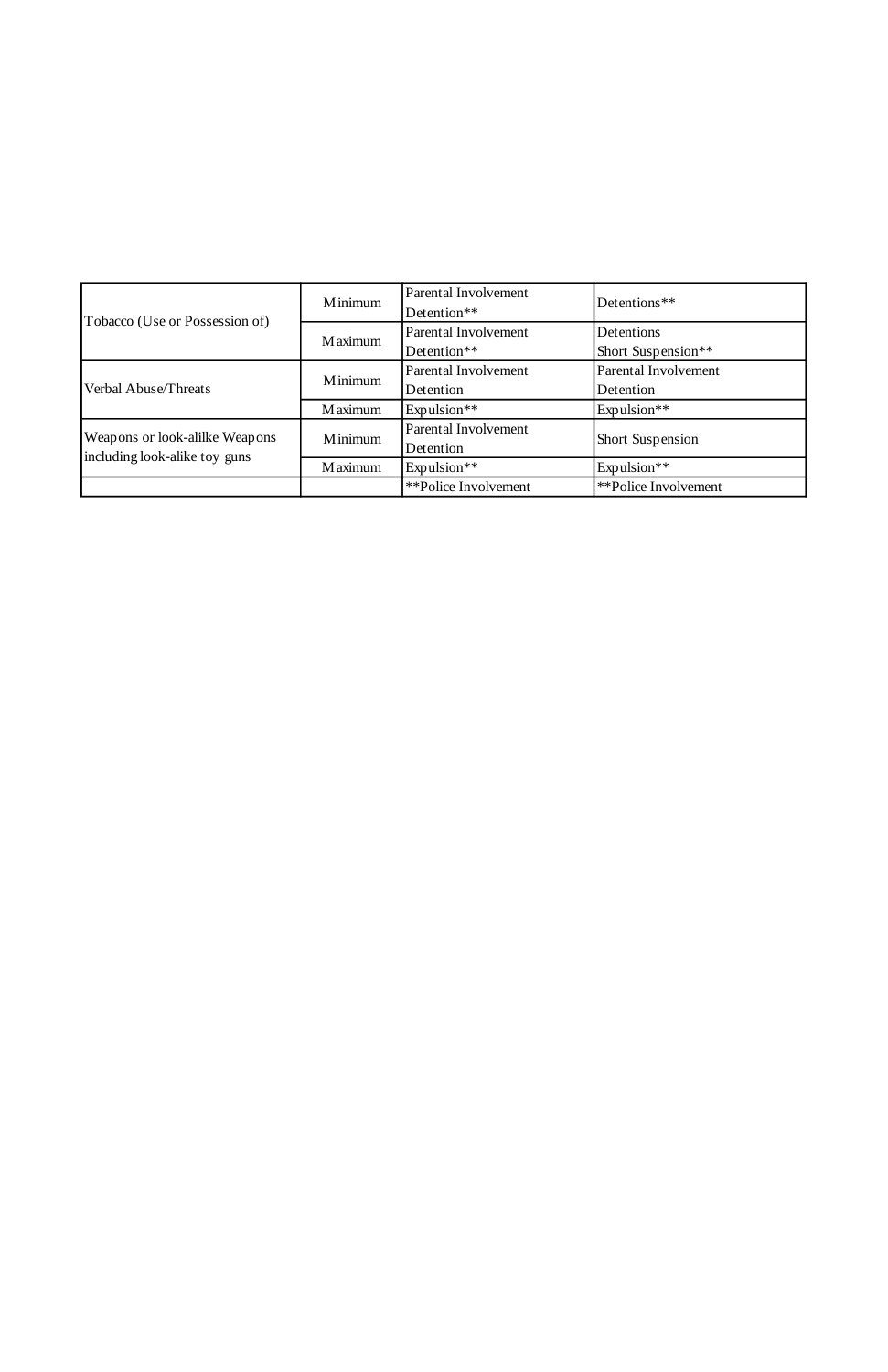| | | | |
|---|---|---|---|
| Tobacco (Use or Possession of) | Minimum | Parental Involvement<br>Detention** | Detentions** |
| | Maximum | Parental Involvement<br>Detention** | Detentions<br>Short Suspension** |
| Verbal Abuse/Threats | Minimum | Parental Involvement<br>Detention | Parental Involvement<br>Detention |
| | Maximum | Expulsion** | Expulsion** |
| Weapons or look-alilke Weapons including look-alike toy guns | Minimum | Parental Involvement<br>Detention | Short Suspension |
| | Maximum | Expulsion** | Expulsion** |
| | | **Police Involvement | **Police Involvement |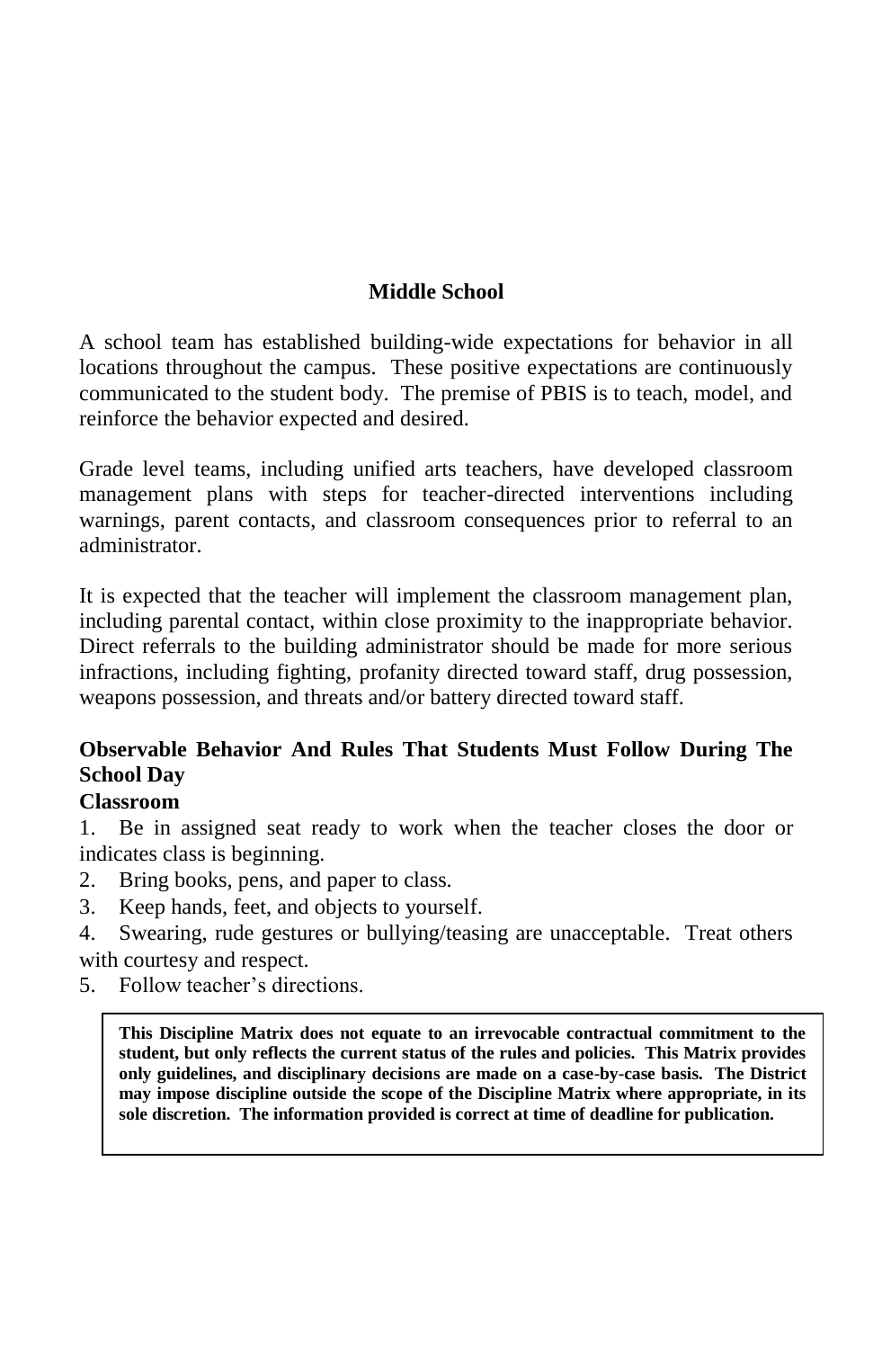## Middle School

A school team has established building-wide expectations for behavior in all locations throughout the campus. These positive expectations are continuously communicated to the student body. The premise of PBIS is to teach, model, and reinforce the behavior expected and desired.

Grade level teams, including unified arts teachers, have developed classroom management plans with steps for teacher-directed interventions including warnings, parent contacts, and classroom consequences prior to referral to an administrator.

It is expected that the teacher will implement the classroom management plan, including parental contact, within close proximity to the inappropriate behavior. Direct referrals to the building administrator should be made for more serious infractions, including fighting, profanity directed toward staff, drug possession, weapons possession, and threats and/or battery directed toward staff.

### Observable Behavior And Rules That Students Must Follow During The School Day

#### Classroom

1. Be in assigned seat ready to work when the teacher closes the door or indicates class is beginning.
2. Bring books, pens, and paper to class.
3. Keep hands, feet, and objects to yourself.
4. Swearing, rude gestures or bullying/teasing are unacceptable. Treat others with courtesy and respect.
5. Follow teacher's directions.

**This Discipline Matrix does not equate to an irrevocable contractual commitment to the student, but only reflects the current status of the rules and policies. This Matrix provides only guidelines, and disciplinary decisions are made on a case-by-case basis. The District may impose discipline outside the scope of the Discipline Matrix where appropriate, in its sole discretion. The information provided is correct at time of deadline for publication.**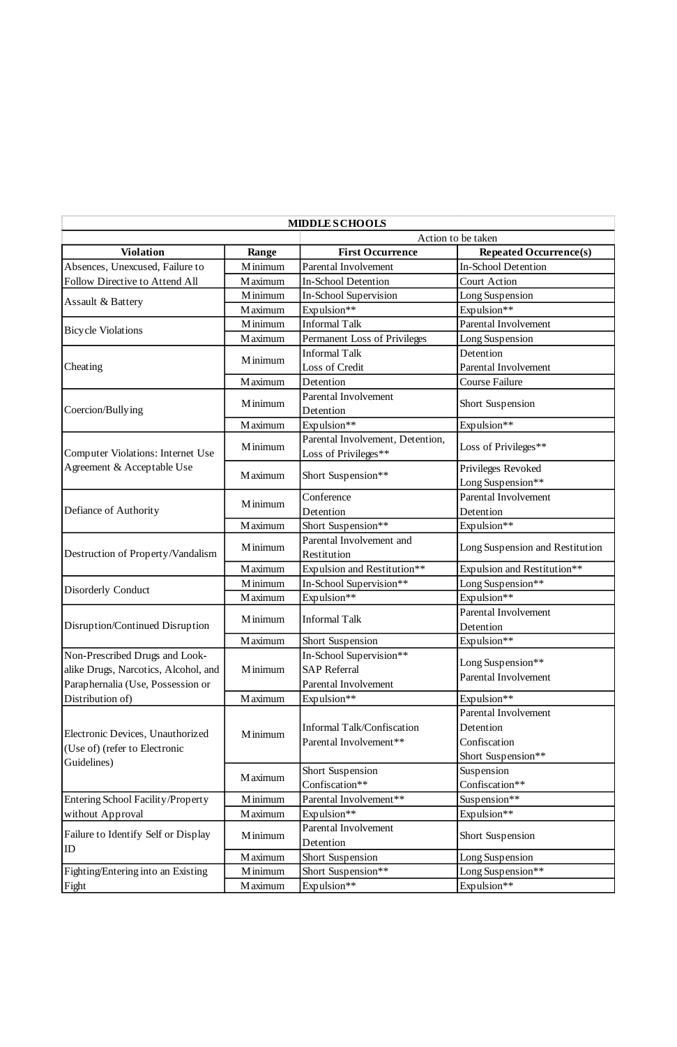| MIDDLE SCHOOLS | | | |
|---|---|---|---|
| | | Action to be taken | |
| **Violation** | **Range** | **First Occurrence** | **Repeated Occurrence(s)** |
| Absences, Unexcused, Failure to Follow Directive to Attend All | Minimum | Parental Involvement | In-School Detention |
| | Maximum | In-School Detention | Court Action |
| Assault & Battery | Minimum | In-School Supervision | Long Suspension |
| | Maximum | Expulsion** | Expulsion** |
| Bicycle Violations | Minimum | Informal Talk | Parental Involvement |
| | Maximum | Permanent Loss of Privileges | Long Suspension |
| Cheating | Minimum | Informal Talk<br>Loss of Credit | Detention<br>Parental Involvement |
| | Maximum | Detention | Course Failure |
| Coercion/Bullying | Minimum | Parental Involvement<br>Detention | Short Suspension |
| | Maximum | Expulsion** | Expulsion** |
| Computer Violations: Internet Use Agreement & Acceptable Use | Minimum | Parental Involvement, Detention, Loss of Privileges** | Loss of Privileges** |
| | Maximum | Short Suspension** | Privileges Revoked<br>Long Suspension** |
| Defiance of Authority | Minimum | Conference<br>Detention | Parental Involvement<br>Detention |
| | Maximum | Short Suspension** | Expulsion** |
| Destruction of Property/Vandalism | Minimum | Parental Involvement and Restitution | Long Suspension and Restitution |
| | Maximum | Expulsion and Restitution** | Expulsion and Restitution** |
| Disorderly Conduct | Minimum | In-School Supervision** | Long Suspension** |
| | Maximum | Expulsion** | Expulsion** |
| Disruption/Continued Disruption | Minimum | Informal Talk | Parental Involvement<br>Detention |
| | Maximum | Short Suspension | Expulsion** |
| Non-Prescribed Drugs and Look-alike Drugs, Narcotics, Alcohol, and Paraphernalia (Use, Possession or Distribution of) | Minimum | In-School Supervision**<br>SAP Referral<br>Parental Involvement | Long Suspension**<br>Parental Involvement |
| | Maximum | Expulsion** | Expulsion** |
| Electronic Devices, Unauthorized (Use of) (refer to Electronic Guidelines) | Minimum | Informal Talk/Confiscation<br>Parental Involvement** | Parental Involvement<br>Detention<br>Confiscation<br>Short Suspension** |
| | Maximum | Short Suspension<br>Confiscation** | Suspension<br>Confiscation** |
| Entering School Facility/Property without Approval | Minimum | Parental Involvement** | Suspension** |
| | Maximum | Expulsion** | Expulsion** |
| Failure to Identify Self or Display ID | Minimum | Parental Involvement<br>Detention | Short Suspension |
| | Maximum | Short Suspension | Long Suspension |
| Fighting/Entering into an Existing Fight | Minimum | Short Suspension** | Long Suspension** |
| | Maximum | Expulsion** | Expulsion** |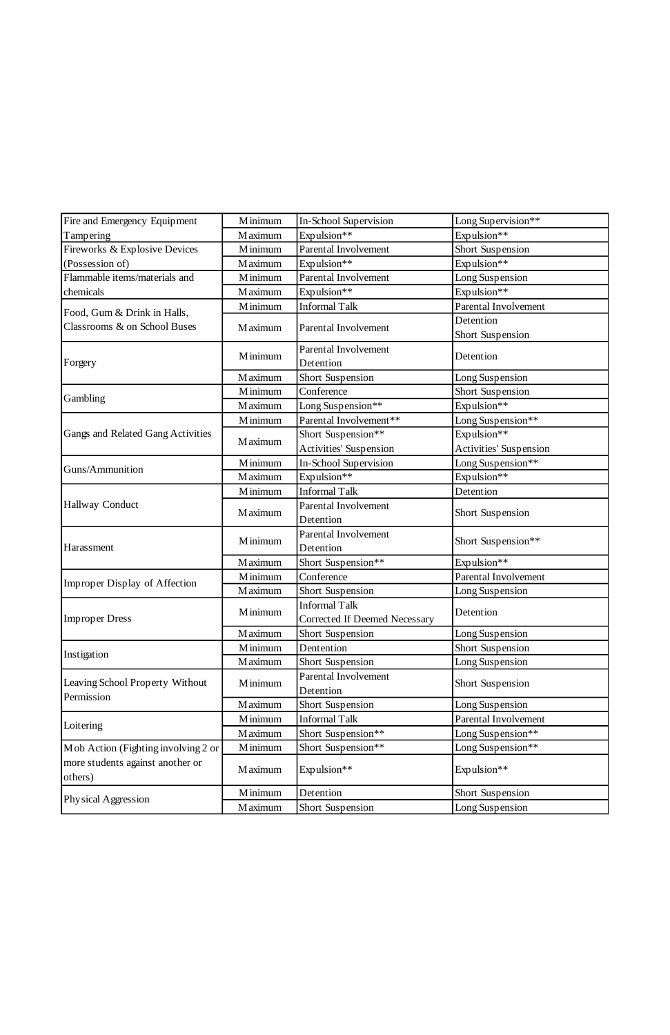| Fire and Emergency Equipment Tampering | Minimum | In-School Supervision | Long Supervision** |
|---|---|---|---|
| | Maximum | Expulsion** | Expulsion** |
| Fireworks & Explosive Devices (Possession of) | Minimum | Parental Involvement | Short Suspension |
| | Maximum | Expulsion** | Expulsion** |
| Flammable items/materials and chemicals | Minimum | Parental Involvement | Long Suspension |
| | Maximum | Expulsion** | Expulsion** |
| Food, Gum & Drink in Halls, Classrooms & on School Buses | Minimum | Informal Talk | Parental Involvement |
| | Maximum | Parental Involvement | Detention<br>Short Suspension |
| Forgery | Minimum | Parental Involvement<br>Detention | Detention |
| | Maximum | Short Suspension | Long Suspension |
| Gambling | Minimum | Conference | Short Suspension |
| | Maximum | Long Suspension** | Expulsion** |
| Gangs and Related Gang Activities | Minimum | Parental Involvement** | Long Suspension** |
| | Maximum | Short Suspension**<br>Activities' Suspension | Expulsion**<br>Activities' Suspension |
| Guns/Ammunition | Minimum | In-School Supervision | Long Suspension** |
| | Maximum | Expulsion** | Expulsion** |
| Hallway Conduct | Minimum | Informal Talk | Detention |
| | Maximum | Parental Involvement<br>Detention | Short Suspension |
| Harassment | Minimum | Parental Involvement<br>Detention | Short Suspension** |
| | Maximum | Short Suspension** | Expulsion** |
| Improper Display of Affection | Minimum | Conference | Parental Involvement |
| | Maximum | Short Suspension | Long Suspension |
| Improper Dress | Minimum | Informal Talk<br>Corrected If Deemed Necessary | Detention |
| | Maximum | Short Suspension | Long Suspension |
| Instigation | Minimum | Dentention | Short Suspension |
| | Maximum | Short Suspension | Long Suspension |
| Leaving School Property Without Permission | Minimum | Parental Involvement<br>Detention | Short Suspension |
| | Maximum | Short Suspension | Long Suspension |
| Loitering | Minimum | Informal Talk | Parental Involvement |
| | Maximum | Short Suspension** | Long Suspension** |
| Mob Action (Fighting involving 2 or more students against another or others) | Minimum | Short Suspension** | Long Suspension** |
| | Maximum | Expulsion** | Expulsion** |
| Physical Aggression | Minimum | Detention | Short Suspension |
| | Maximum | Short Suspension | Long Suspension |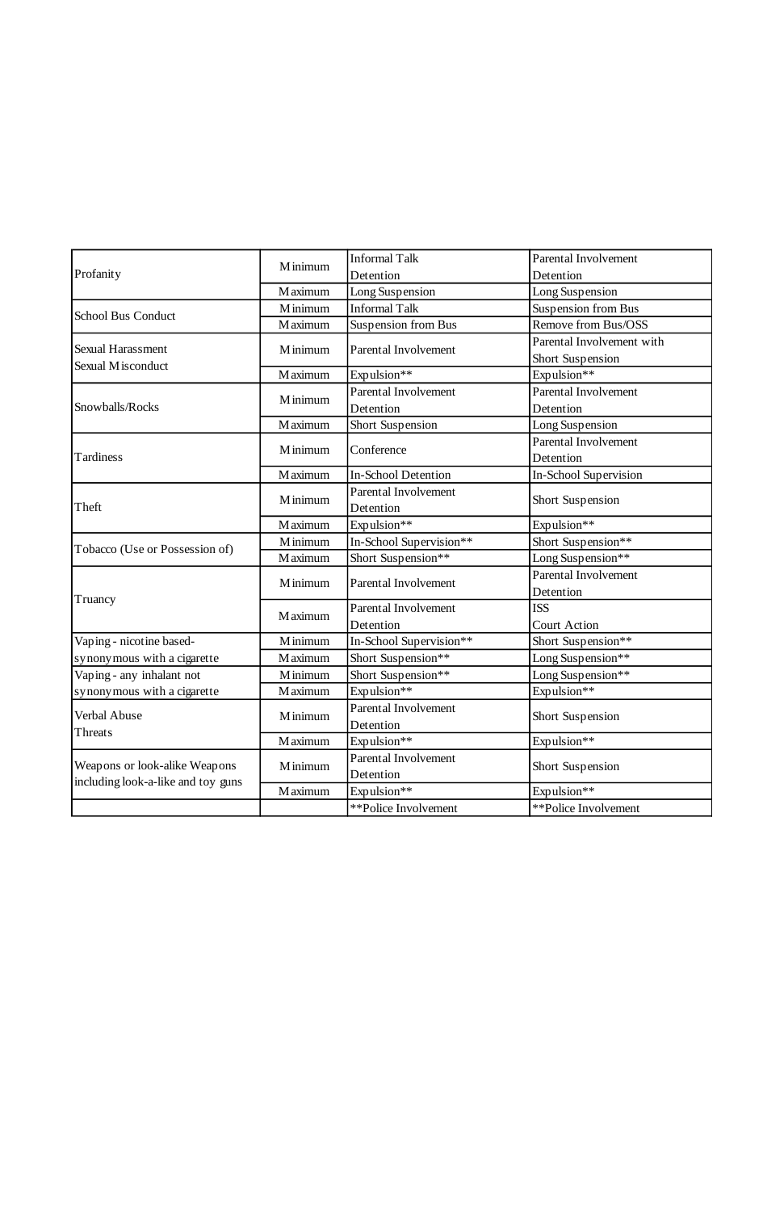| | | | |
|---|---|---|---|
| Profanity | Minimum | Informal Talk<br>Detention | Parental Involvement<br>Detention |
| | Maximum | Long Suspension | Long Suspension |
| School Bus Conduct | Minimum | Informal Talk | Suspension from Bus |
| | Maximum | Suspension from Bus | Remove from Bus/OSS |
| Sexual Harassment<br>Sexual Misconduct | Minimum | Parental Involvement | Parental Involvement with<br>Short Suspension |
| | Maximum | Expulsion** | Expulsion** |
| Snowballs/Rocks | Minimum | Parental Involvement<br>Detention | Parental Involvement<br>Detention |
| | Maximum | Short Suspension | Long Suspension |
| Tardiness | Minimum | Conference | Parental Involvement<br>Detention |
| | Maximum | In-School Detention | In-School Supervision |
| Theft | Minimum | Parental Involvement<br>Detention | Short Suspension |
| | Maximum | Expulsion** | Expulsion** |
| Tobacco (Use or Possession of) | Minimum | In-School Supervision** | Short Suspension** |
| | Maximum | Short Suspension** | Long Suspension** |
| Truancy | Minimum | Parental Involvement | Parental Involvement<br>Detention |
| | Maximum | Parental Involvement<br>Detention | ISS<br>Court Action |
| Vaping - nicotine based-<br>synonymous with a cigarette | Minimum | In-School Supervision** | Short Suspension** |
| | Maximum | Short Suspension** | Long Suspension** |
| Vaping - any inhalant not<br>synonymous with a cigarette | Minimum | Short Suspension** | Long Suspension** |
| | Maximum | Expulsion** | Expulsion** |
| Verbal Abuse<br>Threats | Minimum | Parental Involvement<br>Detention | Short Suspension |
| | Maximum | Expulsion** | Expulsion** |
| Weapons or look-alike Weapons<br>including look-a-like and toy guns | Minimum | Parental Involvement<br>Detention | Short Suspension |
| | Maximum | Expulsion** | Expulsion** |
| | | **Police Involvement | **Police Involvement |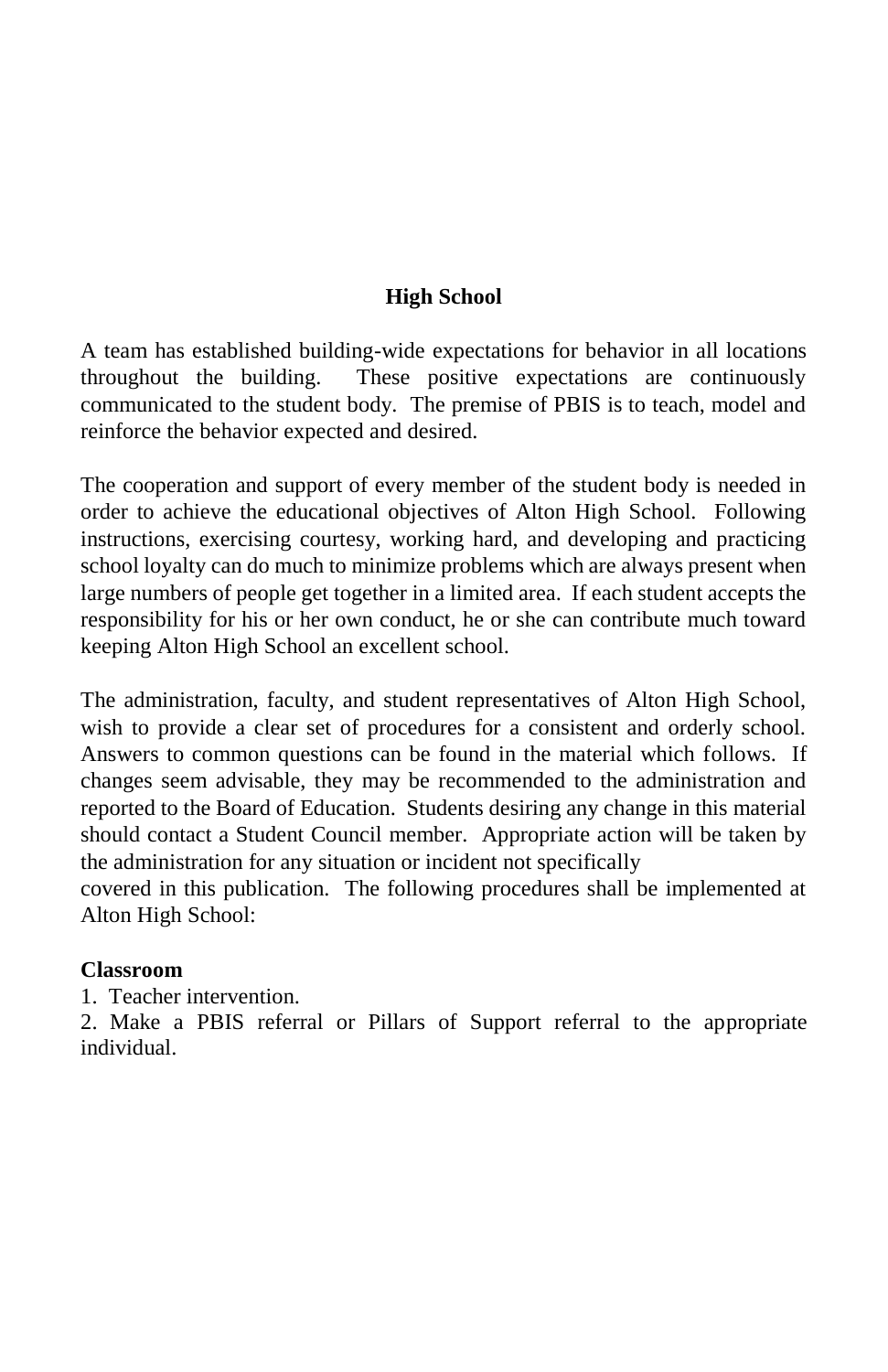## High School

A team has established building-wide expectations for behavior in all locations throughout the building. These positive expectations are continuously communicated to the student body. The premise of PBIS is to teach, model and reinforce the behavior expected and desired.

The cooperation and support of every member of the student body is needed in order to achieve the educational objectives of Alton High School. Following instructions, exercising courtesy, working hard, and developing and practicing school loyalty can do much to minimize problems which are always present when large numbers of people get together in a limited area. If each student accepts the responsibility for his or her own conduct, he or she can contribute much toward keeping Alton High School an excellent school.

The administration, faculty, and student representatives of Alton High School, wish to provide a clear set of procedures for a consistent and orderly school. Answers to common questions can be found in the material which follows. If changes seem advisable, they may be recommended to the administration and reported to the Board of Education. Students desiring any change in this material should contact a Student Council member. Appropriate action will be taken by the administration for any situation or incident not specifically covered in this publication. The following procedures shall be implemented at Alton High School:

**Classroom**

1. Teacher intervention.
2. Make a PBIS referral or Pillars of Support referral to the appropriate individual.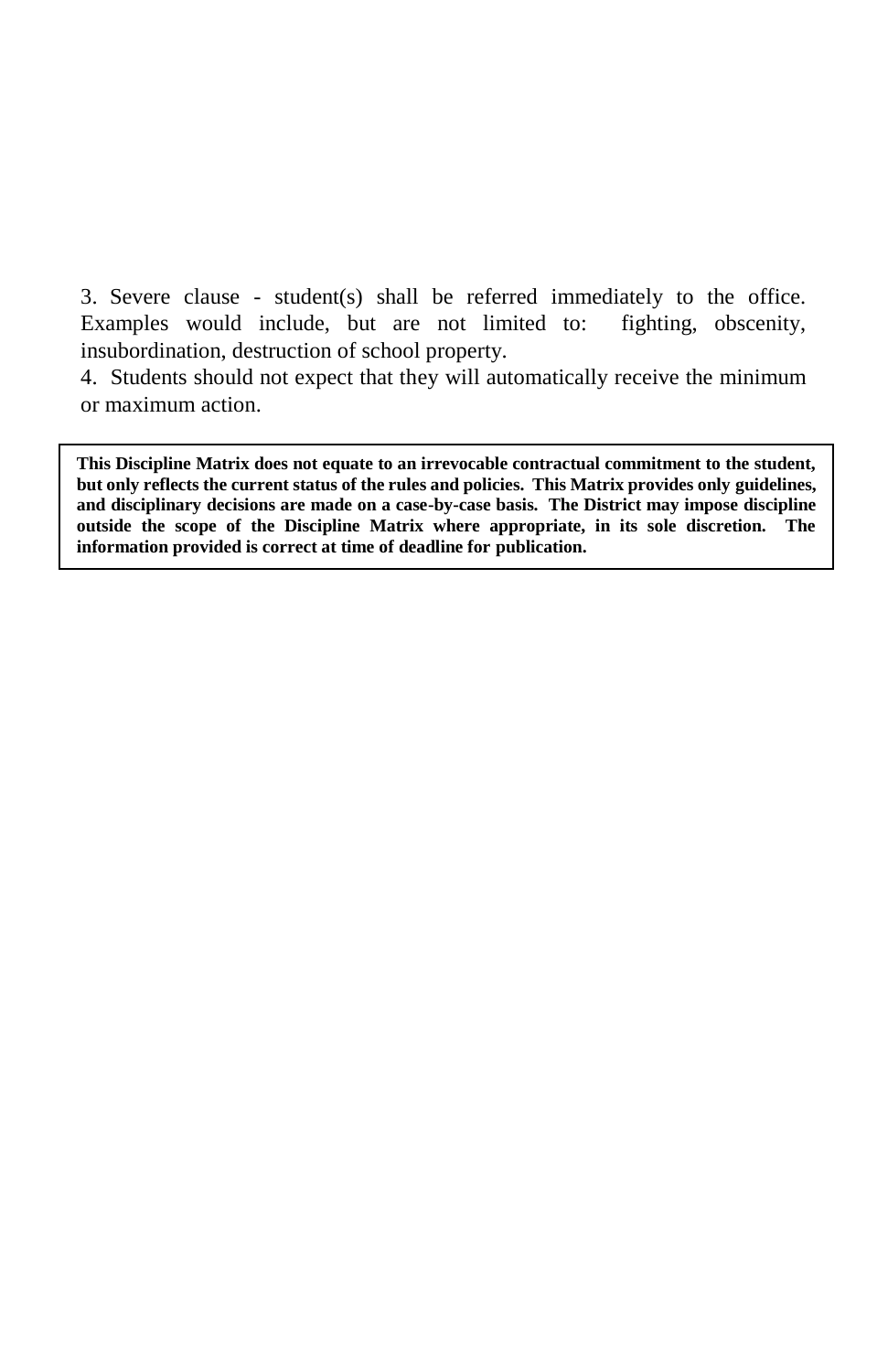3. Severe clause - student(s) shall be referred immediately to the office. Examples would include, but are not limited to: fighting, obscenity, insubordination, destruction of school property.

4. Students should not expect that they will automatically receive the minimum or maximum action.

**This Discipline Matrix does not equate to an irrevocable contractual commitment to the student, but only reflects the current status of the rules and policies. This Matrix provides only guidelines, and disciplinary decisions are made on a case-by-case basis. The District may impose discipline outside the scope of the Discipline Matrix where appropriate, in its sole discretion. The information provided is correct at time of deadline for publication.**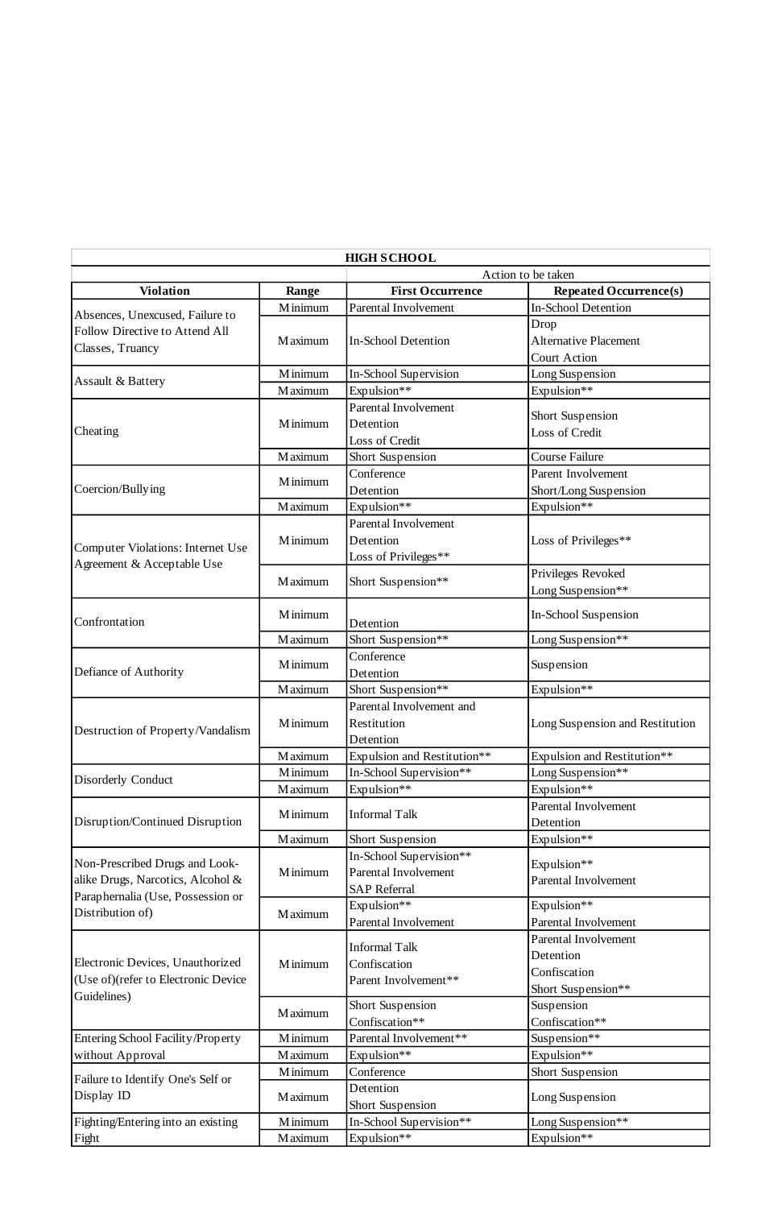| HIGH SCHOOL | | | |
|---|---|---|---|
| | | Action to be taken | |
| **Violation** | **Range** | **First Occurrence** | **Repeated Occurrence(s)** |
| Absences, Unexcused, Failure to Follow Directive to Attend All Classes, Truancy | Minimum | Parental Involvement | In-School Detention |
| | Maximum | In-School Detention | Drop<br>Alternative Placement<br>Court Action |
| Assault & Battery | Minimum | In-School Supervision | Long Suspension |
| | Maximum | Expulsion** | Expulsion** |
| Cheating | Minimum | Parental Involvement<br>Detention<br>Loss of Credit | Short Suspension<br>Loss of Credit |
| | Maximum | Short Suspension | Course Failure |
| Coercion/Bullying | Minimum | Conference<br>Detention | Parent Involvement<br>Short/Long Suspension |
| | Maximum | Expulsion** | Expulsion** |
| Computer Violations: Internet Use Agreement & Acceptable Use | Minimum | Parental Involvement<br>Detention<br>Loss of Privileges** | Loss of Privileges** |
| | Maximum | Short Suspension** | Privileges Revoked<br>Long Suspension** |
| Confrontation | Minimum | Detention | In-School Suspension |
| | Maximum | Short Suspension** | Long Suspension** |
| Defiance of Authority | Minimum | Conference<br>Detention | Suspension |
| | Maximum | Short Suspension** | Expulsion** |
| Destruction of Property/Vandalism | Minimum | Parental Involvement and Restitution<br>Detention | Long Suspension and Restitution |
| | Maximum | Expulsion and Restitution** | Expulsion and Restitution** |
| Disorderly Conduct | Minimum | In-School Supervision** | Long Suspension** |
| | Maximum | Expulsion** | Expulsion** |
| Disruption/Continued Disruption | Minimum | Informal Talk | Parental Involvement<br>Detention |
| | Maximum | Short Suspension | Expulsion** |
| Non-Prescribed Drugs and Look-alike Drugs, Narcotics, Alcohol & Paraphernalia (Use, Possession or Distribution of) | Minimum | In-School Supervision**<br>Parental Involvement<br>SAP Referral | Expulsion**<br>Parental Involvement |
| | Maximum | Expulsion**<br>Parental Involvement | Expulsion**<br>Parental Involvement |
| Electronic Devices, Unauthorized (Use of)(refer to Electronic Device Guidelines) | Minimum | Informal Talk<br>Confiscation<br>Parent Involvement** | Parental Involvement<br>Detention<br>Confiscation<br>Short Suspension** |
| | Maximum | Short Suspension<br>Confiscation** | Suspension<br>Confiscation** |
| Entering School Facility/Property without Approval | Minimum | Parental Involvement** | Suspension** |
| | Maximum | Expulsion** | Expulsion** |
| Failure to Identify One's Self or Display ID | Minimum | Conference | Short Suspension |
| | Maximum | Detention<br>Short Suspension | Long Suspension |
| Fighting/Entering into an existing Fight | Minimum | In-School Supervision** | Long Suspension** |
| | Maximum | Expulsion** | Expulsion** |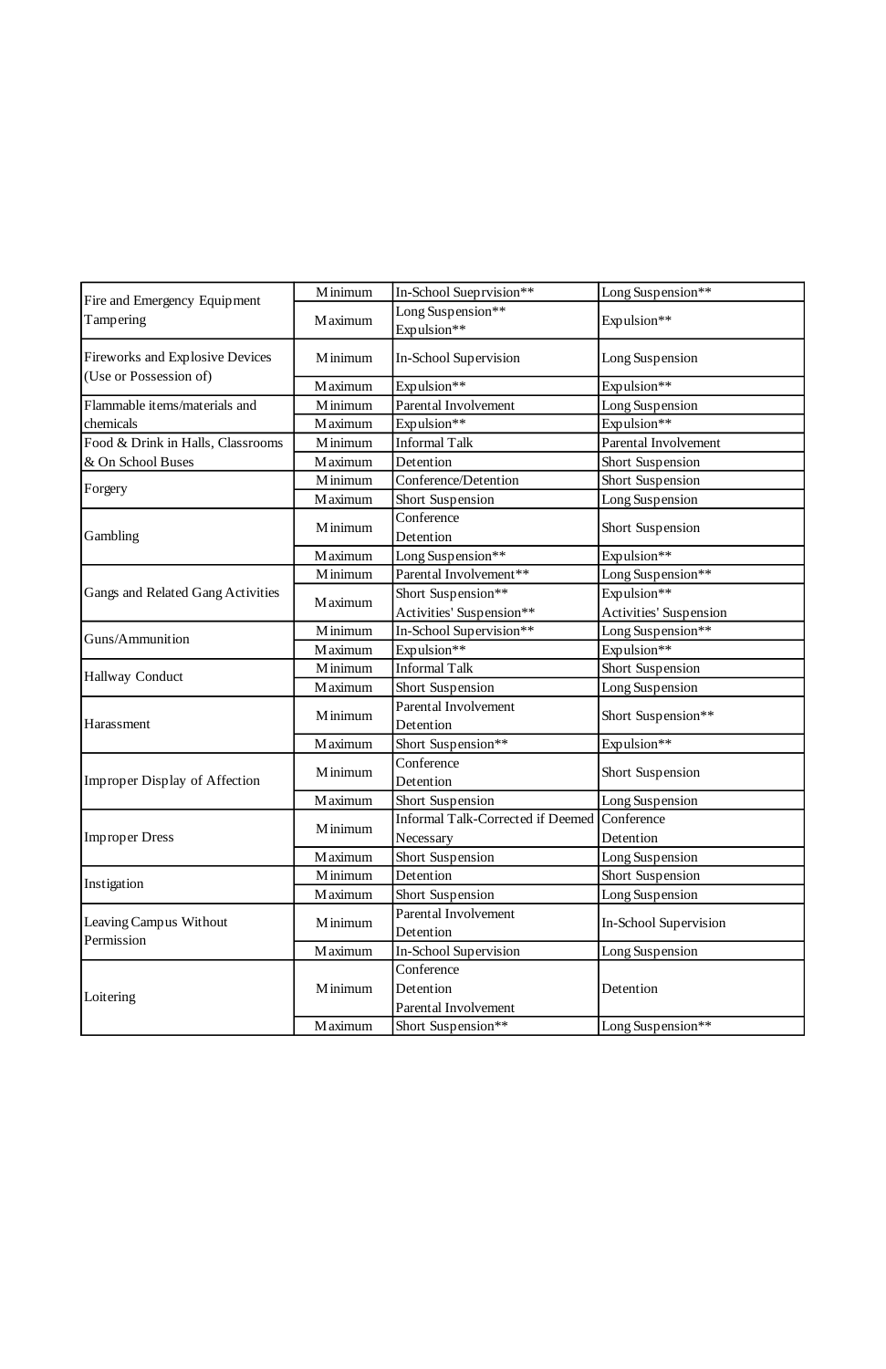| | | | |
|---|---|---|---|
| Fire and Emergency Equipment Tampering | Minimum | In-School Sueprvision** | Long Suspension** |
| | Maximum | Long Suspension** Expulsion** | Expulsion** |
| Fireworks and Explosive Devices (Use or Possession of) | Minimum | In-School Supervision | Long Suspension |
| | Maximum | Expulsion** | Expulsion** |
| Flammable items/materials and chemicals | Minimum | Parental Involvement | Long Suspension |
| | Maximum | Expulsion** | Expulsion** |
| Food & Drink in Halls, Classrooms & On School Buses | Minimum | Informal Talk | Parental Involvement |
| | Maximum | Detention | Short Suspension |
| Forgery | Minimum | Conference/Detention | Short Suspension |
| | Maximum | Short Suspension | Long Suspension |
| Gambling | Minimum | Conference Detention | Short Suspension |
| | Maximum | Long Suspension** | Expulsion** |
| Gangs and Related Gang Activities | Minimum | Parental Involvement** | Long Suspension** |
| | Maximum | Short Suspension** Activities' Suspension** | Expulsion** Activities' Suspension |
| Guns/Ammunition | Minimum | In-School Supervision** | Long Suspension** |
| | Maximum | Expulsion** | Expulsion** |
| Hallway Conduct | Minimum | Informal Talk | Short Suspension |
| | Maximum | Short Suspension | Long Suspension |
| Harassment | Minimum | Parental Involvement Detention | Short Suspension** |
| | Maximum | Short Suspension** | Expulsion** |
| Improper Display of Affection | Minimum | Conference Detention | Short Suspension |
| | Maximum | Short Suspension | Long Suspension |
| Improper Dress | Minimum | Informal Talk-Corrected if Deemed Necessary | Conference Detention |
| | Maximum | Short Suspension | Long Suspension |
| Instigation | Minimum | Detention | Short Suspension |
| | Maximum | Short Suspension | Long Suspension |
| Leaving Campus Without Permission | Minimum | Parental Involvement Detention | In-School Supervision |
| | Maximum | In-School Supervision | Long Suspension |
| Loitering | Minimum | Conference Detention Parental Involvement | Detention |
| | Maximum | Short Suspension** | Long Suspension** |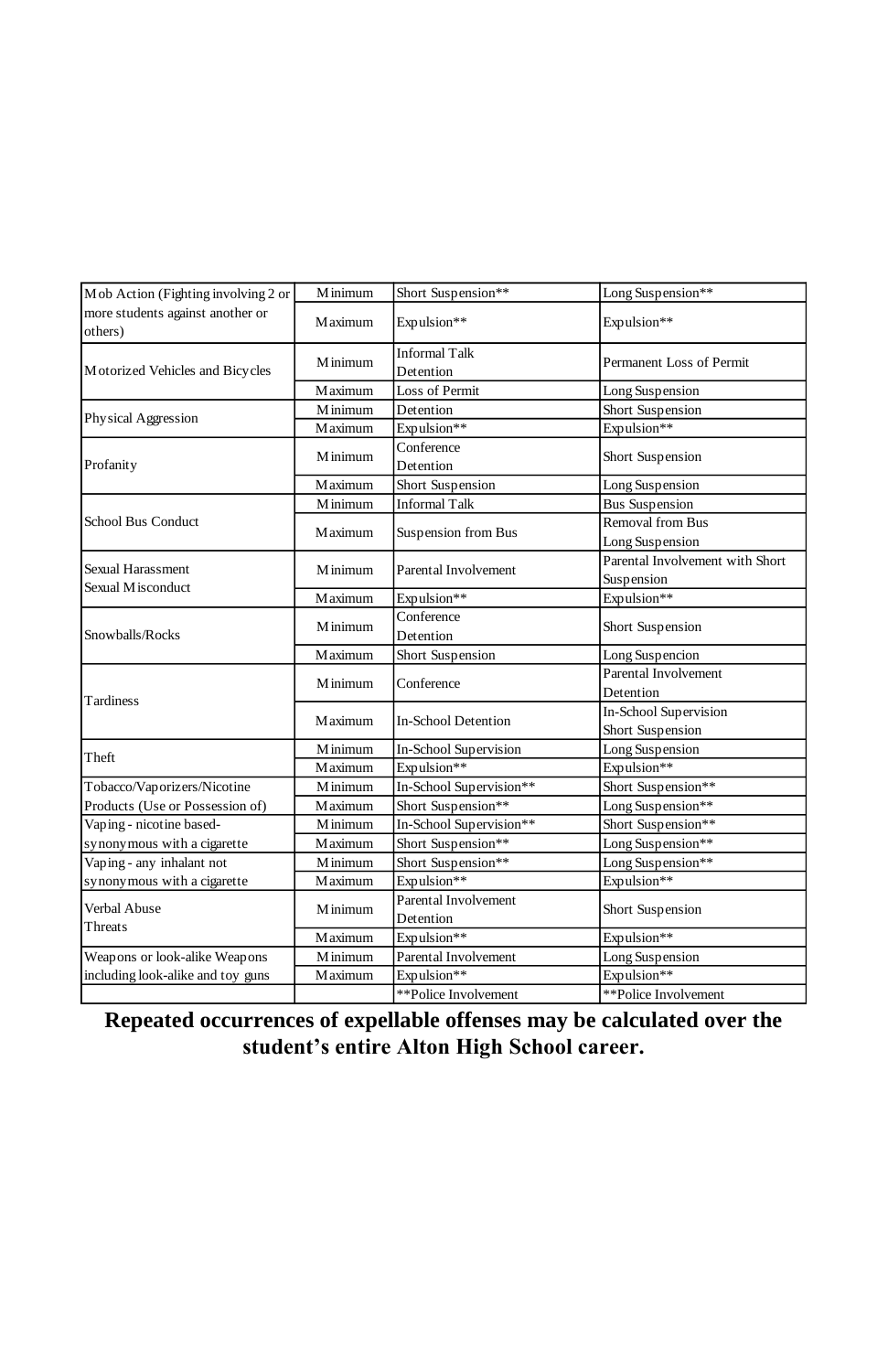| | | | |
|---|---|---|---|
| Mob Action (Fighting involving 2 or more students against another or others) | Minimum | Short Suspension** | Long Suspension** |
| | Maximum | Expulsion** | Expulsion** |
| Motorized Vehicles and Bicycles | Minimum | Informal Talk Detention | Permanent Loss of Permit |
| | Maximum | Loss of Permit | Long Suspension |
| Physical Aggression | Minimum | Detention | Short Suspension |
| | Maximum | Expulsion** | Expulsion** |
| Profanity | Minimum | Conference Detention | Short Suspension |
| | Maximum | Short Suspension | Long Suspension |
| School Bus Conduct | Minimum | Informal Talk | Bus Suspension |
| | Maximum | Suspension from Bus | Removal from Bus Long Suspension |
| Sexual Harassment Sexual Misconduct | Minimum | Parental Involvement | Parental Involvement with Short Suspension |
| | Maximum | Expulsion** | Expulsion** |
| Snowballs/Rocks | Minimum | Conference Detention | Short Suspension |
| | Maximum | Short Suspension | Long Suspencion |
| Tardiness | Minimum | Conference | Parental Involvement Detention |
| | Maximum | In-School Detention | In-School Supervision Short Suspension |
| Theft | Minimum | In-School Supervision | Long Suspension |
| | Maximum | Expulsion** | Expulsion** |
| Tobacco/Vaporizers/Nicotine Products (Use or Possession of) | Minimum | In-School Supervision** | Short Suspension** |
| | Maximum | Short Suspension** | Long Suspension** |
| Vaping - nicotine based- synonymous with a cigarette | Minimum | In-School Supervision** | Short Suspension** |
| | Maximum | Short Suspension** | Long Suspension** |
| Vaping - any inhalant not synonymous with a cigarette | Minimum | Short Suspension** | Long Suspension** |
| | Maximum | Expulsion** | Expulsion** |
| Verbal Abuse Threats | Minimum | Parental Involvement Detention | Short Suspension |
| | Maximum | Expulsion** | Expulsion** |
| Weapons or look-alike Weapons including look-alike and toy guns | Minimum | Parental Involvement | Long Suspension |
| | Maximum | Expulsion** | Expulsion** |
| | | **Police Involvement | **Police Involvement |

**Repeated occurrences of expellable offenses may be calculated over the student's entire Alton High School career.**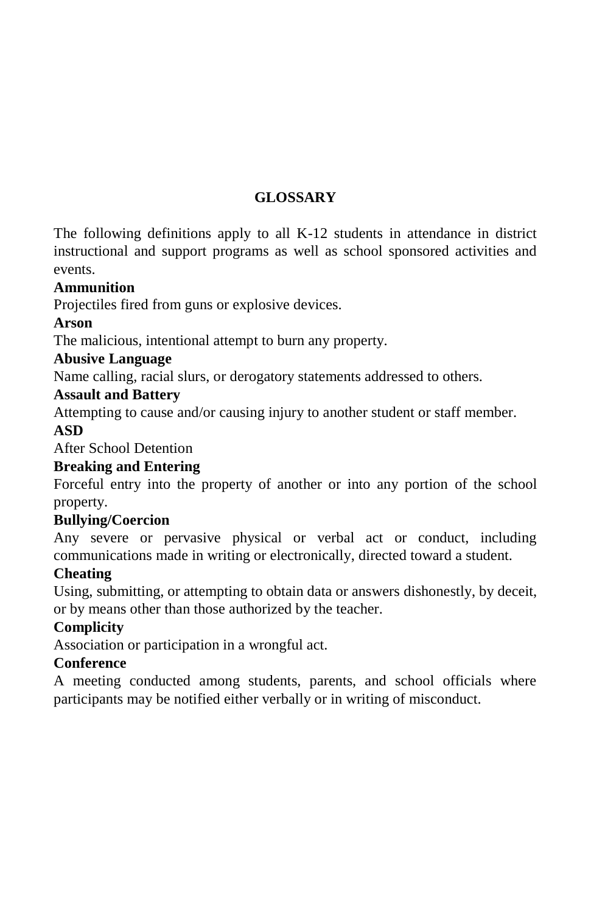## GLOSSARY

The following definitions apply to all K-12 students in attendance in district instructional and support programs as well as school sponsored activities and events.

**Ammunition**
Projectiles fired from guns or explosive devices.

**Arson**
The malicious, intentional attempt to burn any property.

**Abusive Language**
Name calling, racial slurs, or derogatory statements addressed to others.

**Assault and Battery**
Attempting to cause and/or causing injury to another student or staff member.

**ASD**
After School Detention

**Breaking and Entering**
Forceful entry into the property of another or into any portion of the school property.

**Bullying/Coercion**
Any severe or pervasive physical or verbal act or conduct, including communications made in writing or electronically, directed toward a student.

**Cheating**
Using, submitting, or attempting to obtain data or answers dishonestly, by deceit, or by means other than those authorized by the teacher.

**Complicity**
Association or participation in a wrongful act.

**Conference**
A meeting conducted among students, parents, and school officials where participants may be notified either verbally or in writing of misconduct.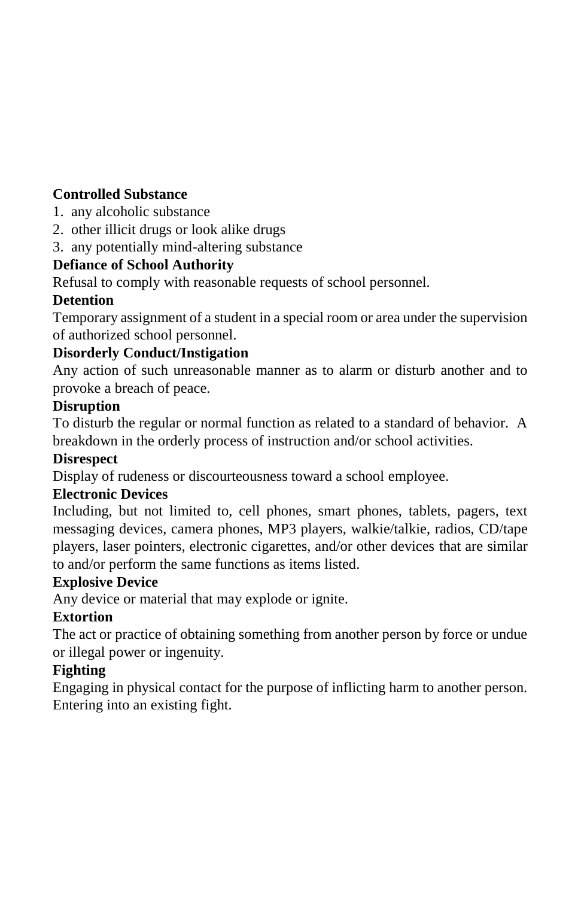**Controlled Substance**

1. any alcoholic substance
2. other illicit drugs or look alike drugs
3. any potentially mind-altering substance

**Defiance of School Authority**

Refusal to comply with reasonable requests of school personnel.

**Detention**

Temporary assignment of a student in a special room or area under the supervision of authorized school personnel.

**Disorderly Conduct/Instigation**

Any action of such unreasonable manner as to alarm or disturb another and to provoke a breach of peace.

**Disruption**

To disturb the regular or normal function as related to a standard of behavior. A breakdown in the orderly process of instruction and/or school activities.

**Disrespect**

Display of rudeness or discourteousness toward a school employee.

**Electronic Devices**

Including, but not limited to, cell phones, smart phones, tablets, pagers, text messaging devices, camera phones, MP3 players, walkie/talkie, radios, CD/tape players, laser pointers, electronic cigarettes, and/or other devices that are similar to and/or perform the same functions as items listed.

**Explosive Device**

Any device or material that may explode or ignite.

**Extortion**

The act or practice of obtaining something from another person by force or undue or illegal power or ingenuity.

**Fighting**

Engaging in physical contact for the purpose of inflicting harm to another person. Entering into an existing fight.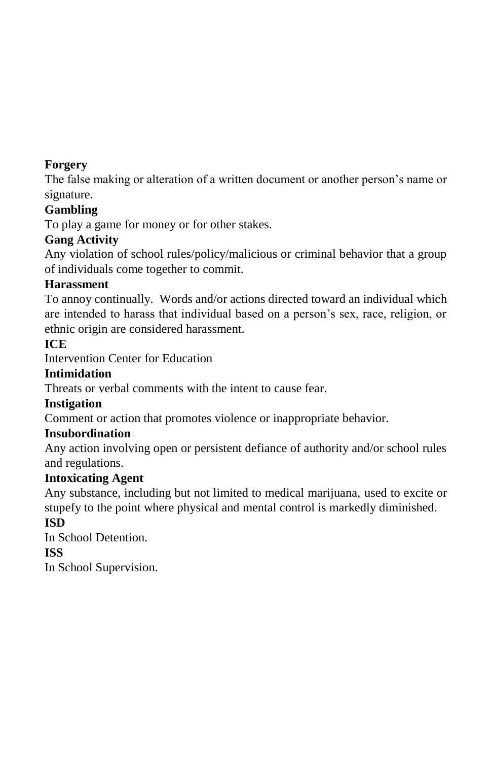**Forgery**
The false making or alteration of a written document or another person's name or signature.

**Gambling**
To play a game for money or for other stakes.

**Gang Activity**
Any violation of school rules/policy/malicious or criminal behavior that a group of individuals come together to commit.

**Harassment**
To annoy continually. Words and/or actions directed toward an individual which are intended to harass that individual based on a person's sex, race, religion, or ethnic origin are considered harassment.

**ICE**
Intervention Center for Education

**Intimidation**
Threats or verbal comments with the intent to cause fear.

**Instigation**
Comment or action that promotes violence or inappropriate behavior.

**Insubordination**
Any action involving open or persistent defiance of authority and/or school rules and regulations.

**Intoxicating Agent**
Any substance, including but not limited to medical marijuana, used to excite or stupefy to the point where physical and mental control is markedly diminished.

**ISD**
In School Detention.

**ISS**
In School Supervision.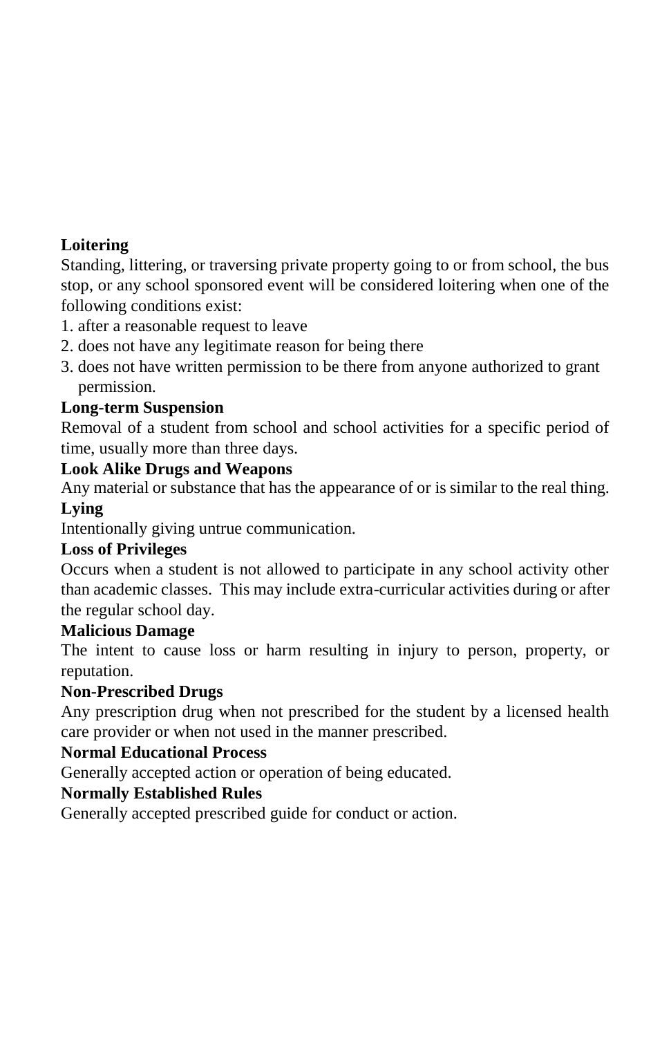**Loitering**

Standing, littering, or traversing private property going to or from school, the bus stop, or any school sponsored event will be considered loitering when one of the following conditions exist:

1. after a reasonable request to leave
2. does not have any legitimate reason for being there
3. does not have written permission to be there from anyone authorized to grant permission.

**Long-term Suspension**

Removal of a student from school and school activities for a specific period of time, usually more than three days.

**Look Alike Drugs and Weapons**

Any material or substance that has the appearance of or is similar to the real thing.

**Lying**

Intentionally giving untrue communication.

**Loss of Privileges**

Occurs when a student is not allowed to participate in any school activity other than academic classes. This may include extra-curricular activities during or after the regular school day.

**Malicious Damage**

The intent to cause loss or harm resulting in injury to person, property, or reputation.

**Non-Prescribed Drugs**

Any prescription drug when not prescribed for the student by a licensed health care provider or when not used in the manner prescribed.

**Normal Educational Process**

Generally accepted action or operation of being educated.

**Normally Established Rules**

Generally accepted prescribed guide for conduct or action.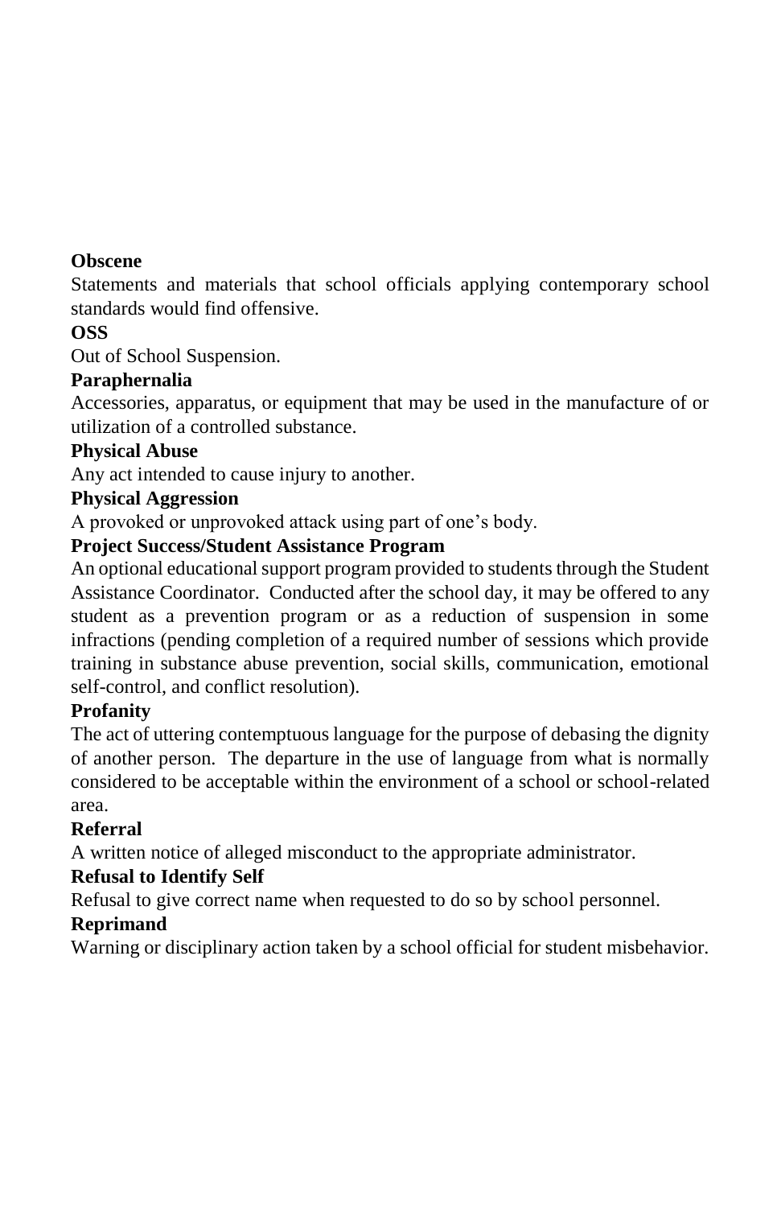**Obscene**

Statements and materials that school officials applying contemporary school standards would find offensive.

**OSS**

Out of School Suspension.

**Paraphernalia**

Accessories, apparatus, or equipment that may be used in the manufacture of or utilization of a controlled substance.

**Physical Abuse**

Any act intended to cause injury to another.

**Physical Aggression**

A provoked or unprovoked attack using part of one's body.

**Project Success/Student Assistance Program**

An optional educational support program provided to students through the Student Assistance Coordinator. Conducted after the school day, it may be offered to any student as a prevention program or as a reduction of suspension in some infractions (pending completion of a required number of sessions which provide training in substance abuse prevention, social skills, communication, emotional self-control, and conflict resolution).

**Profanity**

The act of uttering contemptuous language for the purpose of debasing the dignity of another person. The departure in the use of language from what is normally considered to be acceptable within the environment of a school or school-related area.

**Referral**

A written notice of alleged misconduct to the appropriate administrator.

**Refusal to Identify Self**

Refusal to give correct name when requested to do so by school personnel.

**Reprimand**

Warning or disciplinary action taken by a school official for student misbehavior.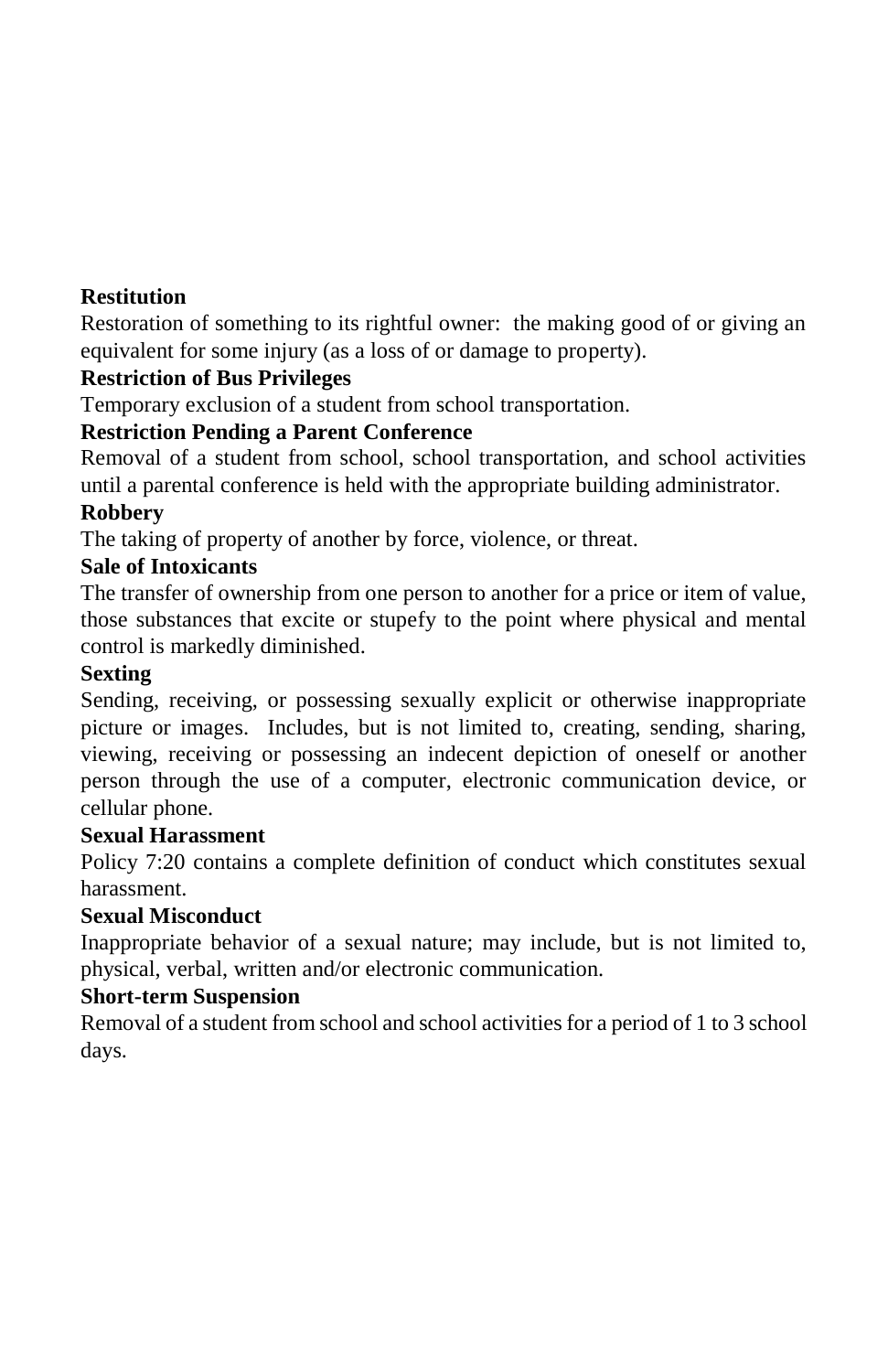**Restitution**

Restoration of something to its rightful owner: the making good of or giving an equivalent for some injury (as a loss of or damage to property).

**Restriction of Bus Privileges**

Temporary exclusion of a student from school transportation.

**Restriction Pending a Parent Conference**

Removal of a student from school, school transportation, and school activities until a parental conference is held with the appropriate building administrator.

**Robbery**

The taking of property of another by force, violence, or threat.

**Sale of Intoxicants**

The transfer of ownership from one person to another for a price or item of value, those substances that excite or stupefy to the point where physical and mental control is markedly diminished.

**Sexting**

Sending, receiving, or possessing sexually explicit or otherwise inappropriate picture or images. Includes, but is not limited to, creating, sending, sharing, viewing, receiving or possessing an indecent depiction of oneself or another person through the use of a computer, electronic communication device, or cellular phone.

**Sexual Harassment**

Policy 7:20 contains a complete definition of conduct which constitutes sexual harassment.

**Sexual Misconduct**

Inappropriate behavior of a sexual nature; may include, but is not limited to, physical, verbal, written and/or electronic communication.

**Short-term Suspension**

Removal of a student from school and school activities for a period of 1 to 3 school days.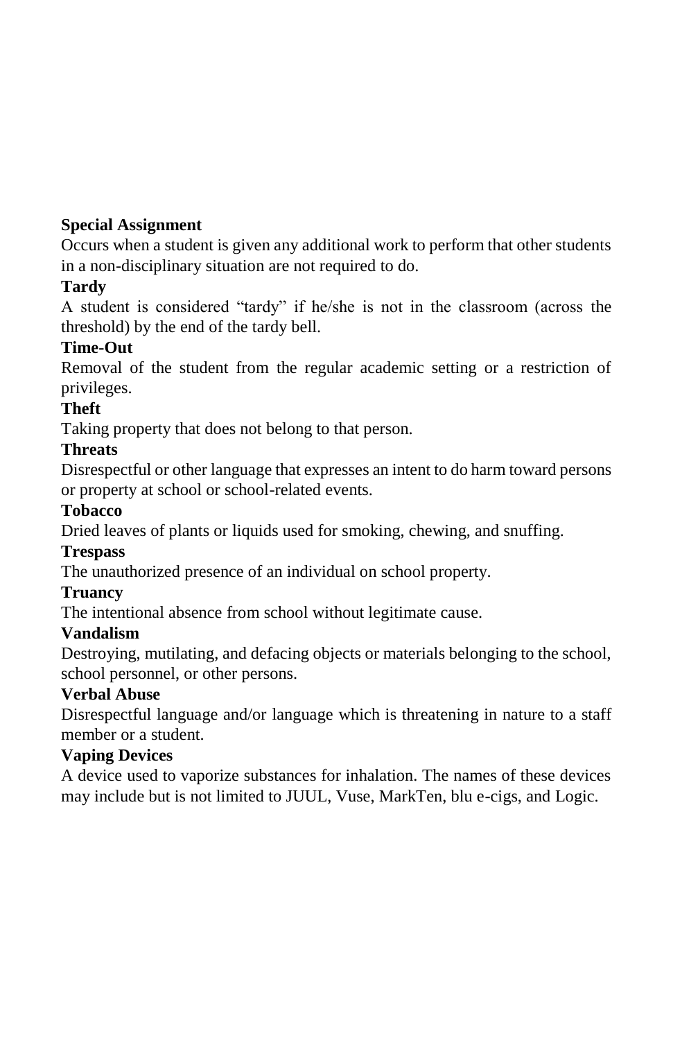**Special Assignment**

Occurs when a student is given any additional work to perform that other students in a non-disciplinary situation are not required to do.

**Tardy**

A student is considered “tardy” if he/she is not in the classroom (across the threshold) by the end of the tardy bell.

**Time-Out**

Removal of the student from the regular academic setting or a restriction of privileges.

**Theft**

Taking property that does not belong to that person.

**Threats**

Disrespectful or other language that expresses an intent to do harm toward persons or property at school or school-related events.

**Tobacco**

Dried leaves of plants or liquids used for smoking, chewing, and snuffing.

**Trespass**

The unauthorized presence of an individual on school property.

**Truancy**

The intentional absence from school without legitimate cause.

**Vandalism**

Destroying, mutilating, and defacing objects or materials belonging to the school, school personnel, or other persons.

**Verbal Abuse**

Disrespectful language and/or language which is threatening in nature to a staff member or a student.

**Vaping Devices**

A device used to vaporize substances for inhalation. The names of these devices may include but is not limited to JUUL, Vuse, MarkTen, blu e-cigs, and Logic.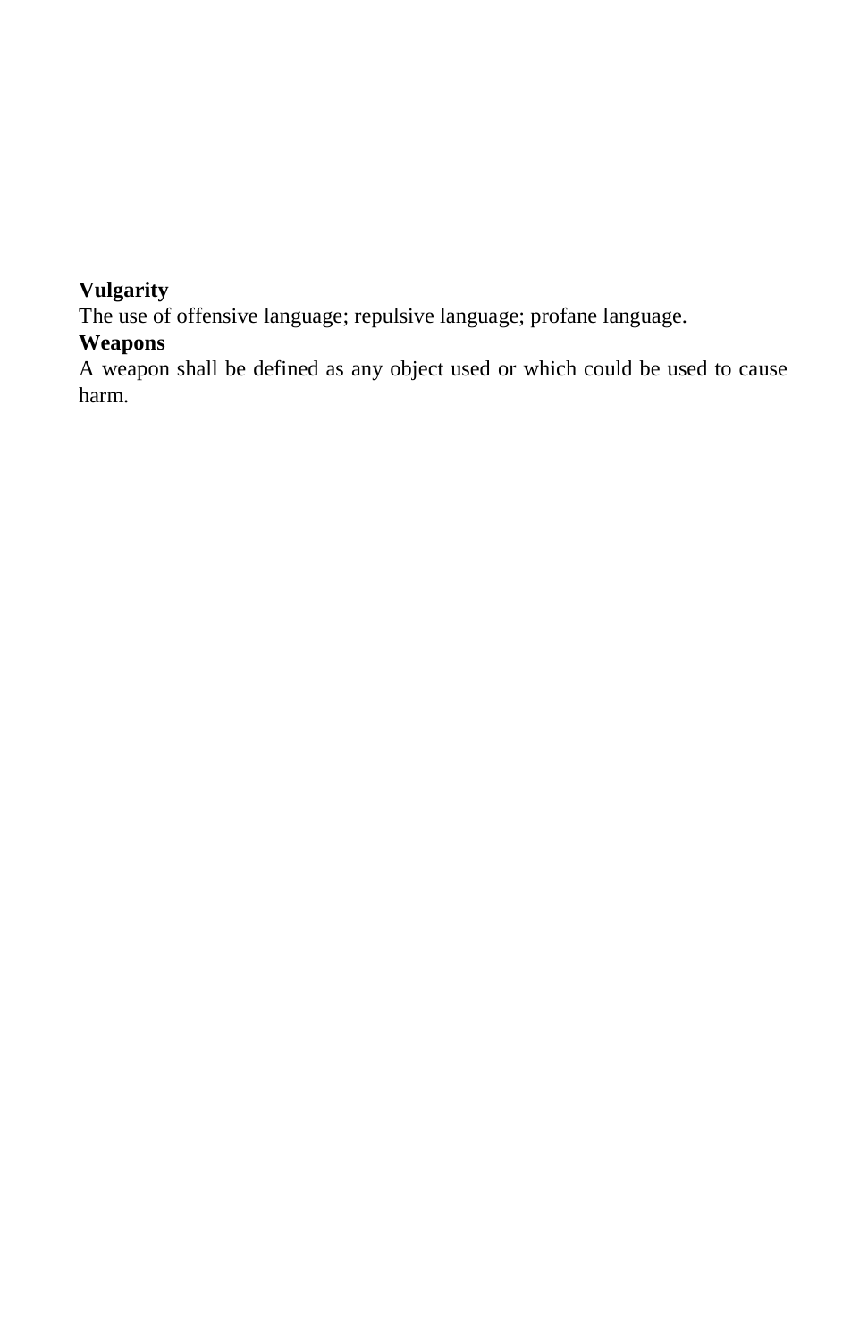**Vulgarity**

The use of offensive language; repulsive language; profane language.

**Weapons**

A weapon shall be defined as any object used or which could be used to cause harm.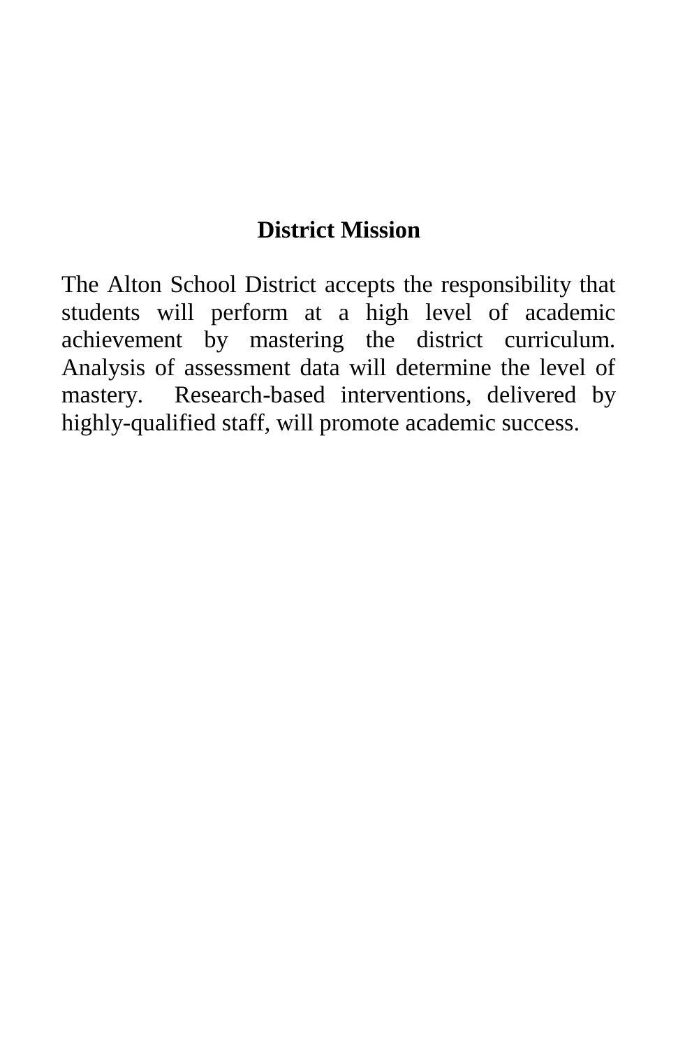## District Mission

The Alton School District accepts the responsibility that students will perform at a high level of academic achievement by mastering the district curriculum. Analysis of assessment data will determine the level of mastery. Research-based interventions, delivered by highly-qualified staff, will promote academic success.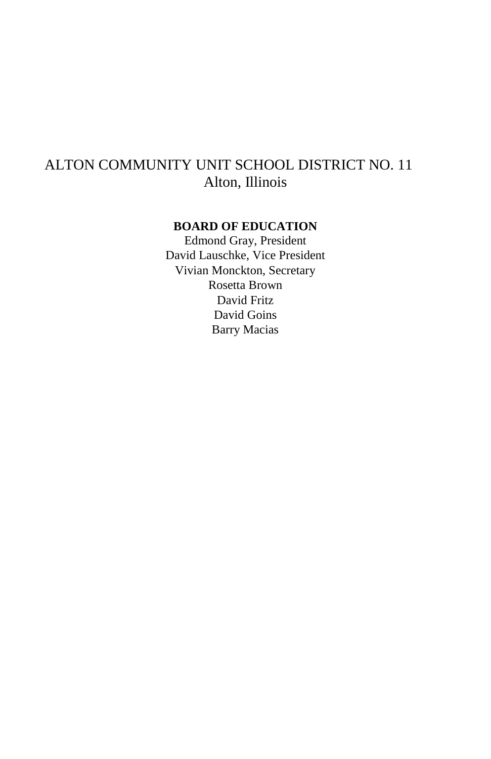ALTON COMMUNITY UNIT SCHOOL DISTRICT NO. 11
Alton, Illinois

**BOARD OF EDUCATION**

Edmond Gray, President
David Lauschke, Vice President
Vivian Monckton, Secretary
Rosetta Brown
David Fritz
David Goins
Barry Macias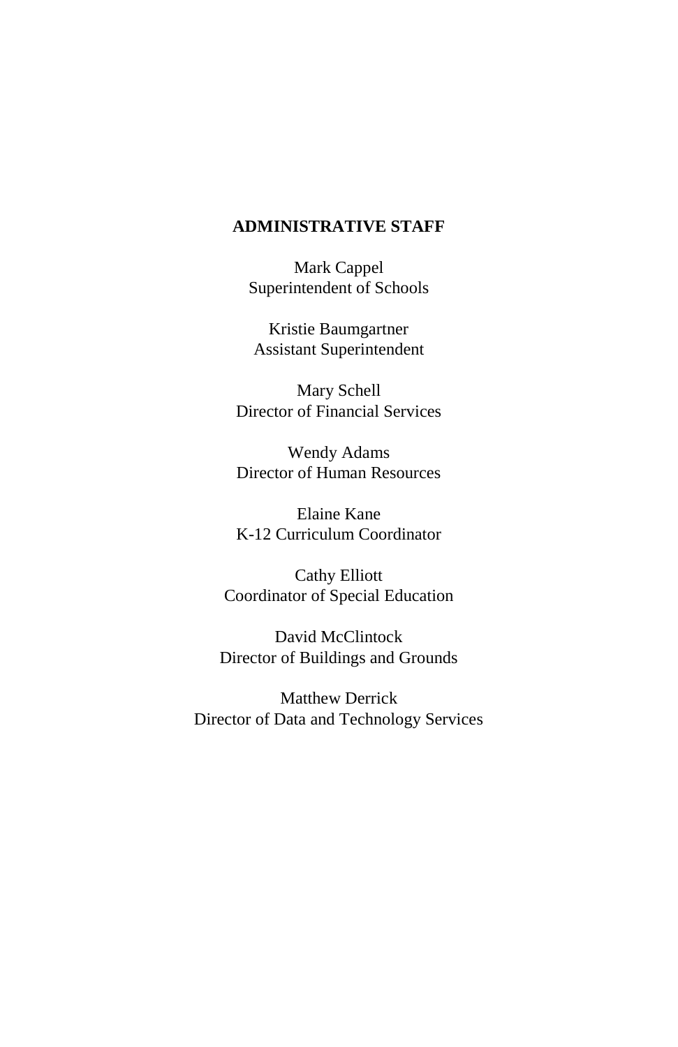## ADMINISTRATIVE STAFF

Mark Cappel
Superintendent of Schools

Kristie Baumgartner
Assistant Superintendent

Mary Schell
Director of Financial Services

Wendy Adams
Director of Human Resources

Elaine Kane
K-12 Curriculum Coordinator

Cathy Elliott
Coordinator of Special Education

David McClintock
Director of Buildings and Grounds

Matthew Derrick
Director of Data and Technology Services